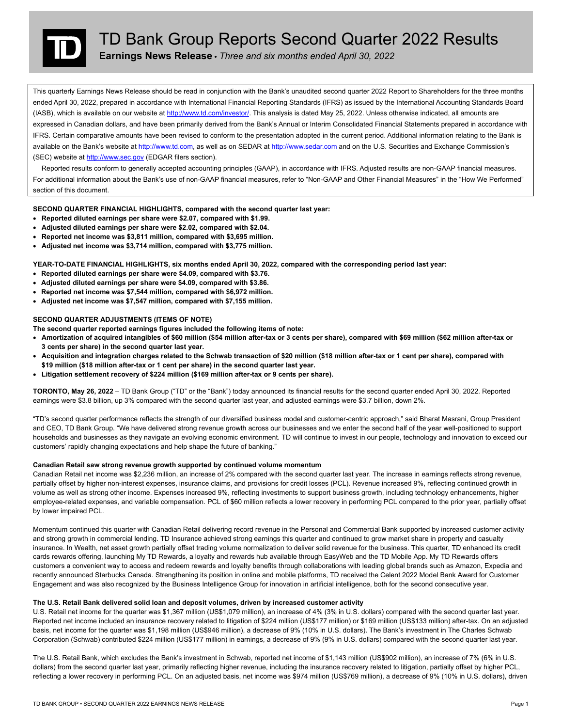# TD Bank Group Reports Second Quarter 2022 Results

**Earnings News Release •** *Three and six months ended April 30, 2022*

This quarterly Earnings News Release should be read in conjunction with the Bank's unaudited second quarter 2022 Report to Shareholders for the three months ended April 30, 2022, prepared in accordance with International Financial Reporting Standards (IFRS) as issued by the International Accounting Standards Board (IASB), which is available on our website at http://www.td.com/investor/. This analysis is dated May 25, 2022. Unless otherwise indicated, all amounts are expressed in Canadian dollars, and have been primarily derived from the Bank's Annual or Interim Consolidated Financial Statements prepared in accordance with IFRS. Certain comparative amounts have been revised to conform to the presentation adopted in the current period. Additional information relating to the Bank is available on the Bank's website at http://www.td.com, as well as on SEDAR at http://www.sedar.com and on the U.S. Securities and Exchange Commission's (SEC) website at http://www.sec.gov (EDGAR filers section).

Reported results conform to generally accepted accounting principles (GAAP), in accordance with IFRS. Adjusted results are non-GAAP financial measures. For additional information about the Bank's use of non-GAAP financial measures, refer to "Non-GAAP and Other Financial Measures" in the "How We Performed" section of this document.

**SECOND QUARTER FINANCIAL HIGHLIGHTS, compared with the second quarter last year:**

- **Reported diluted earnings per share were $2.07, compared with $1.99.**
- **Adjusted diluted earnings per share were $2.02, compared with $2.04.**
- **Reported net income was $3,811 million, compared with $3,695 million.**
- **Adjusted net income was $3,714 million, compared with $3,775 million.**

**YEAR-TO-DATE FINANCIAL HIGHLIGHTS, six months ended April 30, 2022, compared with the corresponding period last year:**

- **Reported diluted earnings per share were $4.09, compared with $3.76.**
- **Adjusted diluted earnings per share were $4.09, compared with $3.86.**
- **Reported net income was $7,544 million, compared with $6,972 million.**
- **Adjusted net income was $7,547 million, compared with $7,155 million.**

**SECOND QUARTER ADJUSTMENTS (ITEMS OF NOTE)**

**The second quarter reported earnings figures included the following items of note:**

- **Amortization of acquired intangibles of $60 million ($54 million after-tax or 3 cents per share), compared with $69 million ($62 million after-tax or 3 cents per share) in the second quarter last year.**
- **Acquisition and integration charges related to the Schwab transaction of $20 million ($18 million after-tax or 1 cent per share), compared with $19 million ($18 million after-tax or 1 cent per share) in the second quarter last year.**
- **Litigation settlement recovery of $224 million ($169 million after-tax or 9 cents per share).**

**TORONTO, May 26, 2022** – TD Bank Group ("TD" or the "Bank") today announced its financial results for the second quarter ended April 30, 2022. Reported earnings were $3.8 billion, up 3% compared with the second quarter last year, and adjusted earnings were $3.7 billion, down 2%.

"TD's second quarter performance reflects the strength of our diversified business model and customer-centric approach," said Bharat Masrani, Group President and CEO, TD Bank Group. "We have delivered strong revenue growth across our businesses and we enter the second half of the year well-positioned to support households and businesses as they navigate an evolving economic environment. TD will continue to invest in our people, technology and innovation to exceed our customers' rapidly changing expectations and help shape the future of banking."

**Canadian Retail saw strong revenue growth supported by continued volume momentum**

Canadian Retail net income was $2,236 million, an increase of 2% compared with the second quarter last year. The increase in earnings reflects strong revenue, partially offset by higher non-interest expenses, insurance claims, and provisions for credit losses (PCL). Revenue increased 9%, reflecting continued growth in volume as well as strong other income. Expenses increased 9%, reflecting investments to support business growth, including technology enhancements, higher employee-related expenses, and variable compensation. PCL of $60 million reflects a lower recovery in performing PCL compared to the prior year, partially offset by lower impaired PCL.

Momentum continued this quarter with Canadian Retail delivering record revenue in the Personal and Commercial Bank supported by increased customer activity and strong growth in commercial lending. TD Insurance achieved strong earnings this quarter and continued to grow market share in property and casualty insurance. In Wealth, net asset growth partially offset trading volume normalization to deliver solid revenue for the business. This quarter, TD enhanced its credit cards rewards offering, launching My TD Rewards, a loyalty and rewards hub available through EasyWeb and the TD Mobile App. My TD Rewards offers customers a convenient way to access and redeem rewards and loyalty benefits through collaborations with leading global brands such as Amazon, Expedia and recently announced Starbucks Canada. Strengthening its position in online and mobile platforms, TD received the Celent 2022 Model Bank Award for Customer Engagement and was also recognized by the Business Intelligence Group for innovation in artificial intelligence, both for the second consecutive year.

**The U.S. Retail Bank delivered solid loan and deposit volumes, driven by increased customer activity**

U.S. Retail net income for the quarter was $1,367 million (US$1,079 million), an increase of 4% (3% in U.S. dollars) compared with the second quarter last year. Reported net income included an insurance recovery related to litigation of $224 million (US$177 million) or $169 million (US$133 million) after-tax. On an adjusted basis, net income for the quarter was $1,198 million (US$946 million), a decrease of 9% (10% in U.S. dollars). The Bank's investment in The Charles Schwab Corporation (Schwab) contributed $224 million (US$177 million) in earnings, a decrease of 9% (9% in U.S. dollars) compared with the second quarter last year.

The U.S. Retail Bank, which excludes the Bank's investment in Schwab, reported net income of $1,143 million (US$902 million), an increase of 7% (6% in U.S. dollars) from the second quarter last year, primarily reflecting higher revenue, including the insurance recovery related to litigation, partially offset by higher PCL, reflecting a lower recovery in performing PCL. On an adjusted basis, net income was $974 million (US$769 million), a decrease of 9% (10% in U.S. dollars), driven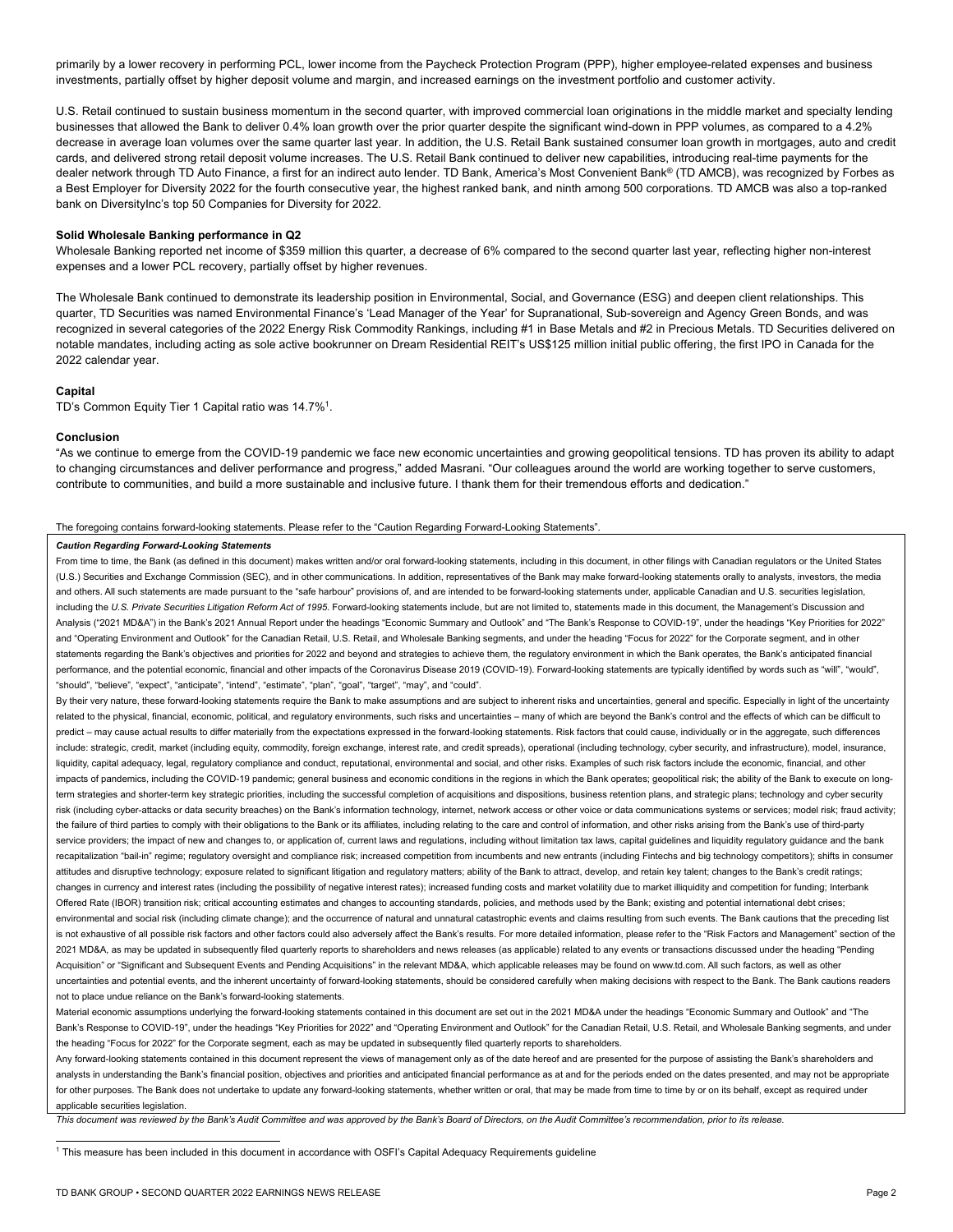primarily by a lower recovery in performing PCL, lower income from the Paycheck Protection Program (PPP), higher employee-related expenses and business investments, partially offset by higher deposit volume and margin, and increased earnings on the investment portfolio and customer activity.

U.S. Retail continued to sustain business momentum in the second quarter, with improved commercial loan originations in the middle market and specialty lending businesses that allowed the Bank to deliver 0.4% loan growth over the prior quarter despite the significant wind-down in PPP volumes, as compared to a 4.2% decrease in average loan volumes over the same quarter last year. In addition, the U.S. Retail Bank sustained consumer loan growth in mortgages, auto and credit cards, and delivered strong retail deposit volume increases. The U.S. Retail Bank continued to deliver new capabilities, introducing real-time payments for the dealer network through TD Auto Finance, a first for an indirect auto lender. TD Bank, America's Most Convenient Bank® (TD AMCB), was recognized by Forbes as a Best Employer for Diversity 2022 for the fourth consecutive year, the highest ranked bank, and ninth among 500 corporations. TD AMCB was also a top-ranked bank on DiversityInc's top 50 Companies for Diversity for 2022.

**Solid Wholesale Banking performance in Q2**

Wholesale Banking reported net income of $359 million this quarter, a decrease of 6% compared to the second quarter last year, reflecting higher non-interest expenses and a lower PCL recovery, partially offset by higher revenues.

The Wholesale Bank continued to demonstrate its leadership position in Environmental, Social, and Governance (ESG) and deepen client relationships. This quarter, TD Securities was named Environmental Finance's 'Lead Manager of the Year' for Supranational, Sub-sovereign and Agency Green Bonds, and was recognized in several categories of the 2022 Energy Risk Commodity Rankings, including #1 in Base Metals and #2 in Precious Metals. TD Securities delivered on notable mandates, including acting as sole active bookrunner on Dream Residential REIT's US$125 million initial public offering, the first IPO in Canada for the 2022 calendar year.

**Capital**

TD's Common Equity Tier 1 Capital ratio was 14.7%[1].

**Conclusion**

"As we continue to emerge from the COVID-19 pandemic we face new economic uncertainties and growing geopolitical tensions. TD has proven its ability to adapt to changing circumstances and deliver performance and progress," added Masrani. "Our colleagues around the world are working together to serve customers, contribute to communities, and build a more sustainable and inclusive future. I thank them for their tremendous efforts and dedication."

The foregoing contains forward-looking statements. Please refer to the "Caution Regarding Forward-Looking Statements".

***Caution Regarding Forward-Looking Statements***

From time to time, the Bank (as defined in this document) makes written and/or oral forward-looking statements, including in this document, in other filings with Canadian regulators or the United States (U.S.) Securities and Exchange Commission (SEC), and in other communications. In addition, representatives of the Bank may make forward-looking statements orally to analysts, investors, the media and others. All such statements are made pursuant to the "safe harbour" provisions of, and are intended to be forward-looking statements under, applicable Canadian and U.S. securities legislation, including the *U.S. Private Securities Litigation Reform Act of 1995*. Forward-looking statements include, but are not limited to, statements made in this document, the Management's Discussion and Analysis ("2021 MD&A") in the Bank's 2021 Annual Report under the headings "Economic Summary and Outlook" and "The Bank's Response to COVID-19", under the headings "Key Priorities for 2022" and "Operating Environment and Outlook" for the Canadian Retail, U.S. Retail, and Wholesale Banking segments, and under the heading "Focus for 2022" for the Corporate segment, and in other statements regarding the Bank's objectives and priorities for 2022 and beyond and strategies to achieve them, the regulatory environment in which the Bank operates, the Bank's anticipated financial performance, and the potential economic, financial and other impacts of the Coronavirus Disease 2019 (COVID-19). Forward-looking statements are typically identified by words such as "will", "would", "should", "believe", "expect", "anticipate", "intend", "estimate", "plan", "goal", "target", "may", and "could".

By their very nature, these forward-looking statements require the Bank to make assumptions and are subject to inherent risks and uncertainties, general and specific. Especially in light of the uncertainty related to the physical, financial, economic, political, and regulatory environments, such risks and uncertainties – many of which are beyond the Bank's control and the effects of which can be difficult to predict – may cause actual results to differ materially from the expectations expressed in the forward-looking statements. Risk factors that could cause, individually or in the aggregate, such differences include: strategic, credit, market (including equity, commodity, foreign exchange, interest rate, and credit spreads), operational (including technology, cyber security, and infrastructure), model, insurance, liquidity, capital adequacy, legal, regulatory compliance and conduct, reputational, environmental and social, and other risks. Examples of such risk factors include the economic, financial, and other impacts of pandemics, including the COVID-19 pandemic; general business and economic conditions in the regions in which the Bank operates; geopolitical risk; the ability of the Bank to execute on long-term strategies and shorter-term key strategic priorities, including the successful completion of acquisitions and dispositions, business retention plans, and strategic plans; technology and cyber security risk (including cyber-attacks or data security breaches) on the Bank's information technology, internet, network access or other voice or data communications systems or services; model risk; fraud activity; the failure of third parties to comply with their obligations to the Bank or its affiliates, including relating to the care and control of information, and other risks arising from the Bank's use of third-party service providers; the impact of new and changes to, or application of, current laws and regulations, including without limitation tax laws, capital guidelines and liquidity regulatory guidance and the bank recapitalization "bail-in" regime; regulatory oversight and compliance risk; increased competition from incumbents and new entrants (including Fintechs and big technology competitors); shifts in consumer attitudes and disruptive technology; exposure related to significant litigation and regulatory matters; ability of the Bank to attract, develop, and retain key talent; changes to the Bank's credit ratings; changes in currency and interest rates (including the possibility of negative interest rates); increased funding costs and market volatility due to market illiquidity and competition for funding; Interbank Offered Rate (IBOR) transition risk; critical accounting estimates and changes to accounting standards, policies, and methods used by the Bank; existing and potential international debt crises; environmental and social risk (including climate change); and the occurrence of natural and unnatural catastrophic events and claims resulting from such events. The Bank cautions that the preceding list is not exhaustive of all possible risk factors and other factors could also adversely affect the Bank's results. For more detailed information, please refer to the "Risk Factors and Management" section of the 2021 MD&A, as may be updated in subsequently filed quarterly reports to shareholders and news releases (as applicable) related to any events or transactions discussed under the heading "Pending Acquisition" or "Significant and Subsequent Events and Pending Acquisitions" in the relevant MD&A, which applicable releases may be found on www.td.com. All such factors, as well as other uncertainties and potential events, and the inherent uncertainty of forward-looking statements, should be considered carefully when making decisions with respect to the Bank. The Bank cautions readers not to place undue reliance on the Bank's forward-looking statements.

Material economic assumptions underlying the forward-looking statements contained in this document are set out in the 2021 MD&A under the headings "Economic Summary and Outlook" and "The Bank's Response to COVID-19", under the headings "Key Priorities for 2022" and "Operating Environment and Outlook" for the Canadian Retail, U.S. Retail, and Wholesale Banking segments, and under the heading "Focus for 2022" for the Corporate segment, each as may be updated in subsequently filed quarterly reports to shareholders.

Any forward-looking statements contained in this document represent the views of management only as of the date hereof and are presented for the purpose of assisting the Bank's shareholders and analysts in understanding the Bank's financial position, objectives and priorities and anticipated financial performance as at and for the periods ended on the dates presented, and may not be appropriate for other purposes. The Bank does not undertake to update any forward-looking statements, whether written or oral, that may be made from time to time by or on its behalf, except as required under applicable securities legislation.

*This document was reviewed by the Bank's Audit Committee and was approved by the Bank's Board of Directors, on the Audit Committee's recommendation, prior to its release.*

[1] This measure has been included in this document in accordance with OSFI's Capital Adequacy Requirements guideline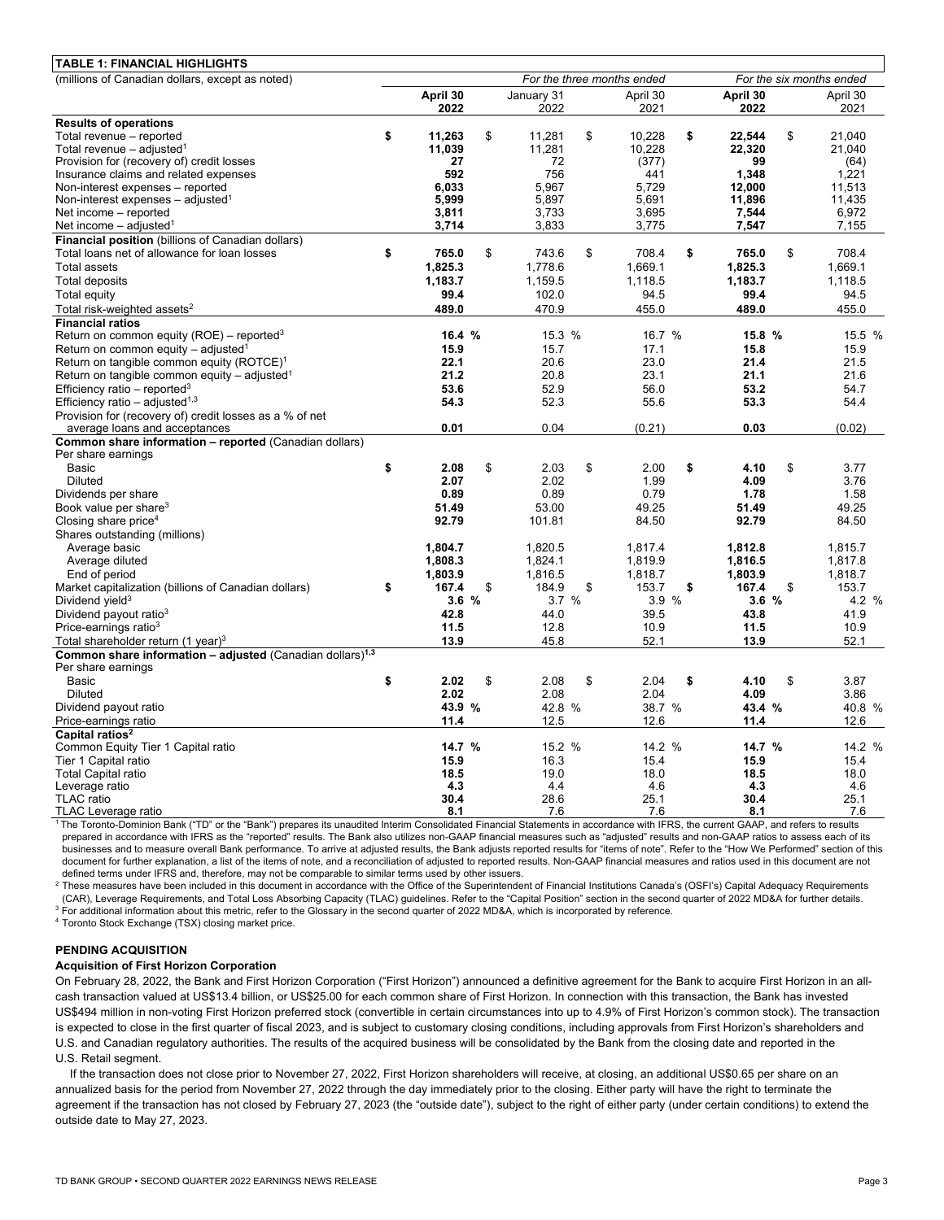**TABLE 1: FINANCIAL HIGHLIGHTS**

| (millions of Canadian dollars, except as noted) | *For the three months ended* | | | *For the six months ended* | |
|---|---|---|---|---|---|
| | **April 30 2022** | January 31 2022 | April 30 2021 | **April 30 2022** | April 30 2021 |
| **Results of operations** | | | | | |
| Total revenue – reported | **$ 11,263** | $ 11,281 | $ 10,228 | **$ 22,544** | $ 21,040 |
| Total revenue – adjusted[1] | **11,039** | 11,281 | 10,228 | **22,320** | 21,040 |
| Provision for (recovery of) credit losses | **27** | 72 | (377) | **99** | (64) |
| Insurance claims and related expenses | **592** | 756 | 441 | **1,348** | 1,221 |
| Non-interest expenses – reported | **6,033** | 5,967 | 5,729 | **12,000** | 11,513 |
| Non-interest expenses – adjusted[1] | **5,999** | 5,897 | 5,691 | **11,896** | 11,435 |
| Net income – reported | **3,811** | 3,733 | 3,695 | **7,544** | 6,972 |
| Net income – adjusted[1] | **3,714** | 3,833 | 3,775 | **7,547** | 7,155 |
| **Financial position** (billions of Canadian dollars) | | | | | |
| Total loans net of allowance for loan losses | **$ 765.0** | $ 743.6 | $ 708.4 | **$ 765.0** | $ 708.4 |
| Total assets | **1,825.3** | 1,778.6 | 1,669.1 | **1,825.3** | 1,669.1 |
| Total deposits | **1,183.7** | 1,159.5 | 1,118.5 | **1,183.7** | 1,118.5 |
| Total equity | **99.4** | 102.0 | 94.5 | **99.4** | 94.5 |
| Total risk-weighted assets[2] | **489.0** | 470.9 | 455.0 | **489.0** | 455.0 |
| **Financial ratios** | | | | | |
| Return on common equity (ROE) – reported[3] | **16.4 %** | 15.3 % | 16.7 % | **15.8 %** | 15.5 % |
| Return on common equity – adjusted[1] | **15.9** | 15.7 | 17.1 | **15.8** | 15.9 |
| Return on tangible common equity (ROTCE)[1] | **22.1** | 20.6 | 23.0 | **21.4** | 21.5 |
| Return on tangible common equity – adjusted[1] | **21.2** | 20.8 | 23.1 | **21.1** | 21.6 |
| Efficiency ratio – reported[3] | **53.6** | 52.9 | 56.0 | **53.2** | 54.7 |
| Efficiency ratio – adjusted[1,3] | **54.3** | 52.3 | 55.6 | **53.3** | 54.4 |
| Provision for (recovery of) credit losses as a % of net average loans and acceptances | **0.01** | 0.04 | (0.21) | **0.03** | (0.02) |
| **Common share information – reported** (Canadian dollars) | | | | | |
| Per share earnings | | | | | |
| Basic | **$ 2.08** | $ 2.03 | $ 2.00 | **$ 4.10** | $ 3.77 |
| Diluted | **2.07** | 2.02 | 1.99 | **4.09** | 3.76 |
| Dividends per share | **0.89** | 0.89 | 0.79 | **1.78** | 1.58 |
| Book value per share[3] | **51.49** | 53.00 | 49.25 | **51.49** | 49.25 |
| Closing share price[4] | **92.79** | 101.81 | 84.50 | **92.79** | 84.50 |
| Shares outstanding (millions) | | | | | |
| Average basic | **1,804.7** | 1,820.5 | 1,817.4 | **1,812.8** | 1,815.7 |
| Average diluted | **1,808.3** | 1,824.1 | 1,819.9 | **1,816.5** | 1,817.8 |
| End of period | **1,803.9** | 1,816.5 | 1,818.7 | **1,803.9** | 1,818.7 |
| Market capitalization (billions of Canadian dollars) | **$ 167.4** | $ 184.9 | $ 153.7 | **$ 167.4** | $ 153.7 |
| Dividend yield[3] | **3.6 %** | 3.7 % | 3.9 % | **3.6 %** | 4.2 % |
| Dividend payout ratio[3] | **42.8** | 44.0 | 39.5 | **43.8** | 41.9 |
| Price-earnings ratio[3] | **11.5** | 12.8 | 10.9 | **11.5** | 10.9 |
| Total shareholder return (1 year)[3] | **13.9** | 45.8 | 52.1 | **13.9** | 52.1 |
| **Common share information – adjusted** (Canadian dollars)[1,3] | | | | | |
| Per share earnings | | | | | |
| Basic | **$ 2.02** | $ 2.08 | $ 2.04 | **$ 4.10** | $ 3.87 |
| Diluted | **2.02** | 2.08 | 2.04 | **4.09** | 3.86 |
| Dividend payout ratio | **43.9 %** | 42.8 % | 38.7 % | **43.4 %** | 40.8 % |
| Price-earnings ratio | **11.4** | 12.5 | 12.6 | **11.4** | 12.6 |
| **Capital ratios**[2] | | | | | |
| Common Equity Tier 1 Capital ratio | **14.7 %** | 15.2 % | 14.2 % | **14.7 %** | 14.2 % |
| Tier 1 Capital ratio | **15.9** | 16.3 | 15.4 | **15.9** | 15.4 |
| Total Capital ratio | **18.5** | 19.0 | 18.0 | **18.5** | 18.0 |
| Leverage ratio | **4.3** | 4.4 | 4.6 | **4.3** | 4.6 |
| TLAC ratio | **30.4** | 28.6 | 25.1 | **30.4** | 25.1 |
| TLAC Leverage ratio | **8.1** | 7.6 | 7.6 | **8.1** | 7.6 |

[1] The Toronto-Dominion Bank ("TD" or the "Bank") prepares its unaudited Interim Consolidated Financial Statements in accordance with IFRS, the current GAAP, and refers to results prepared in accordance with IFRS as the "reported" results. The Bank also utilizes non-GAAP financial measures such as "adjusted" results and non-GAAP ratios to assess each of its businesses and to measure overall Bank performance. To arrive at adjusted results, the Bank adjusts reported results for "items of note". Refer to the "How We Performed" section of this document for further explanation, a list of the items of note, and a reconciliation of adjusted to reported results. Non-GAAP financial measures and ratios used in this document are not defined terms under IFRS and, therefore, may not be comparable to similar terms used by other issuers.

[2] These measures have been included in this document in accordance with the Office of the Superintendent of Financial Institutions Canada's (OSFI's) Capital Adequacy Requirements (CAR), Leverage Requirements, and Total Loss Absorbing Capacity (TLAC) guidelines. Refer to the "Capital Position" section in the second quarter of 2022 MD&A for further details.

[3] For additional information about this metric, refer to the Glossary in the second quarter of 2022 MD&A, which is incorporated by reference.

[4] Toronto Stock Exchange (TSX) closing market price.

## PENDING ACQUISITION

### Acquisition of First Horizon Corporation

On February 28, 2022, the Bank and First Horizon Corporation ("First Horizon") announced a definitive agreement for the Bank to acquire First Horizon in an all-cash transaction valued at US$13.4 billion, or US$25.00 for each common share of First Horizon. In connection with this transaction, the Bank has invested US$494 million in non-voting First Horizon preferred stock (convertible in certain circumstances into up to 4.9% of First Horizon's common stock). The transaction is expected to close in the first quarter of fiscal 2023, and is subject to customary closing conditions, including approvals from First Horizon's shareholders and U.S. and Canadian regulatory authorities. The results of the acquired business will be consolidated by the Bank from the closing date and reported in the U.S. Retail segment.

If the transaction does not close prior to November 27, 2022, First Horizon shareholders will receive, at closing, an additional US$0.65 per share on an annualized basis for the period from November 27, 2022 through the day immediately prior to the closing. Either party will have the right to terminate the agreement if the transaction has not closed by February 27, 2023 (the "outside date"), subject to the right of either party (under certain conditions) to extend the outside date to May 27, 2023.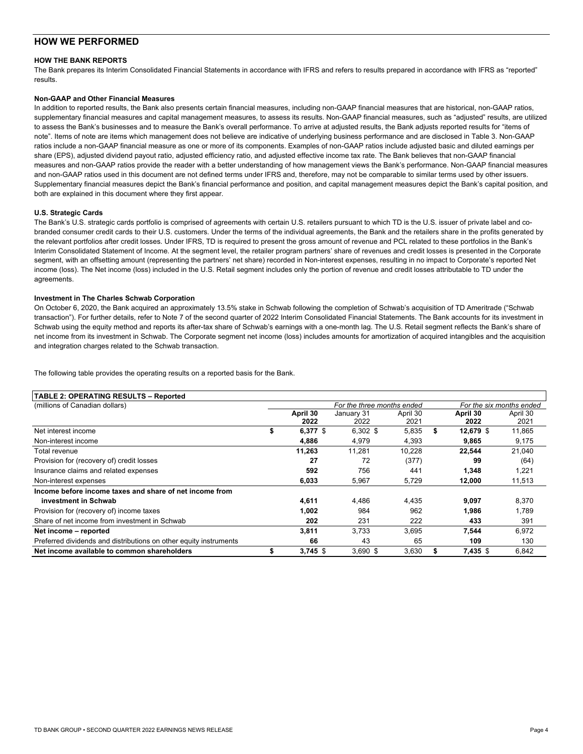## HOW WE PERFORMED

**HOW THE BANK REPORTS**

The Bank prepares its Interim Consolidated Financial Statements in accordance with IFRS and refers to results prepared in accordance with IFRS as "reported" results.

**Non-GAAP and Other Financial Measures**

In addition to reported results, the Bank also presents certain financial measures, including non-GAAP financial measures that are historical, non-GAAP ratios, supplementary financial measures and capital management measures, to assess its results. Non-GAAP financial measures, such as "adjusted" results, are utilized to assess the Bank's businesses and to measure the Bank's overall performance. To arrive at adjusted results, the Bank adjusts reported results for "items of note". Items of note are items which management does not believe are indicative of underlying business performance and are disclosed in Table 3. Non-GAAP ratios include a non-GAAP financial measure as one or more of its components. Examples of non-GAAP ratios include adjusted basic and diluted earnings per share (EPS), adjusted dividend payout ratio, adjusted efficiency ratio, and adjusted effective income tax rate. The Bank believes that non-GAAP financial measures and non-GAAP ratios provide the reader with a better understanding of how management views the Bank's performance. Non-GAAP financial measures and non-GAAP ratios used in this document are not defined terms under IFRS and, therefore, may not be comparable to similar terms used by other issuers. Supplementary financial measures depict the Bank's financial performance and position, and capital management measures depict the Bank's capital position, and both are explained in this document where they first appear.

**U.S. Strategic Cards**

The Bank's U.S. strategic cards portfolio is comprised of agreements with certain U.S. retailers pursuant to which TD is the U.S. issuer of private label and co-branded consumer credit cards to their U.S. customers. Under the terms of the individual agreements, the Bank and the retailers share in the profits generated by the relevant portfolios after credit losses. Under IFRS, TD is required to present the gross amount of revenue and PCL related to these portfolios in the Bank's Interim Consolidated Statement of Income. At the segment level, the retailer program partners' share of revenues and credit losses is presented in the Corporate segment, with an offsetting amount (representing the partners' net share) recorded in Non-interest expenses, resulting in no impact to Corporate's reported Net income (loss). The Net income (loss) included in the U.S. Retail segment includes only the portion of revenue and credit losses attributable to TD under the agreements.

**Investment in The Charles Schwab Corporation**

On October 6, 2020, the Bank acquired an approximately 13.5% stake in Schwab following the completion of Schwab's acquisition of TD Ameritrade ("Schwab transaction"). For further details, refer to Note 7 of the second quarter of 2022 Interim Consolidated Financial Statements. The Bank accounts for its investment in Schwab using the equity method and reports its after-tax share of Schwab's earnings with a one-month lag. The U.S. Retail segment reflects the Bank's share of net income from its investment in Schwab. The Corporate segment net income (loss) includes amounts for amortization of acquired intangibles and the acquisition and integration charges related to the Schwab transaction.

The following table provides the operating results on a reported basis for the Bank.

**TABLE 2: OPERATING RESULTS – Reported**

| (millions of Canadian dollars) | *For the three months ended* | | | *For the six months ended* | |
|---|---|---|---|---|---|
| | **April 30 2022** | January 31 2022 | April 30 2021 | **April 30 2022** | April 30 2021 |
| Net interest income | **$ 6,377** | $ 6,302 | $ 5,835 | **$ 12,679** | $ 11,865 |
| Non-interest income | **4,886** | 4,979 | 4,393 | **9,865** | 9,175 |
| Total revenue | **11,263** | 11,281 | 10,228 | **22,544** | 21,040 |
| Provision for (recovery of) credit losses | **27** | 72 | (377) | **99** | (64) |
| Insurance claims and related expenses | **592** | 756 | 441 | **1,348** | 1,221 |
| Non-interest expenses | **6,033** | 5,967 | 5,729 | **12,000** | 11,513 |
| **Income before income taxes and share of net income from investment in Schwab** | **4,611** | 4,486 | 4,435 | **9,097** | 8,370 |
| Provision for (recovery of) income taxes | **1,002** | 984 | 962 | **1,986** | 1,789 |
| Share of net income from investment in Schwab | **202** | 231 | 222 | **433** | 391 |
| **Net income – reported** | **3,811** | 3,733 | 3,695 | **7,544** | 6,972 |
| Preferred dividends and distributions on other equity instruments | **66** | 43 | 65 | **109** | 130 |
| **Net income available to common shareholders** | **$ 3,745** | $ 3,690 | $ 3,630 | **$ 7,435** | $ 6,842 |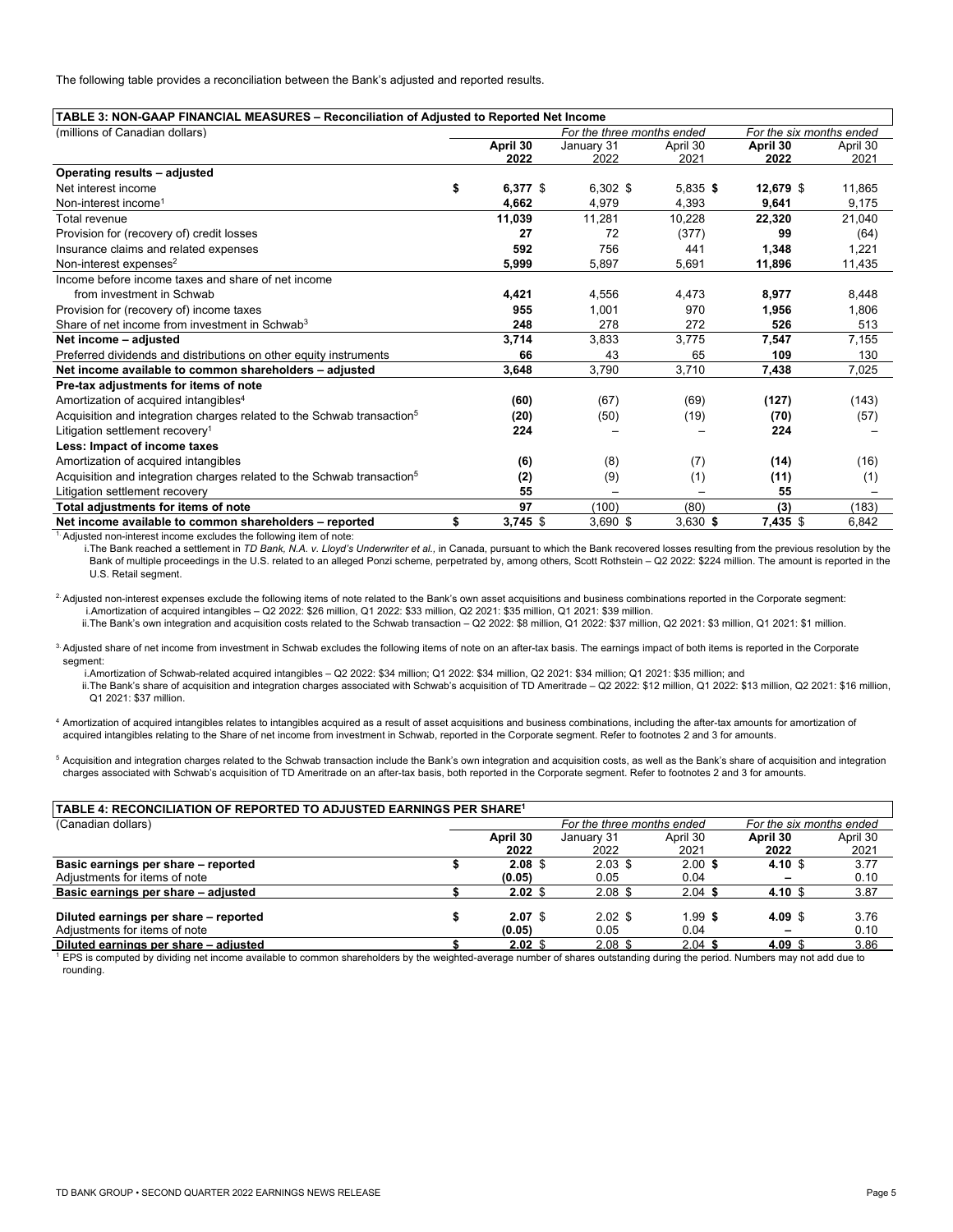The following table provides a reconciliation between the Bank's adjusted and reported results.

**TABLE 3: NON-GAAP FINANCIAL MEASURES – Reconciliation of Adjusted to Reported Net Income**

| (millions of Canadian dollars) | *For the three months ended* | | | *For the six months ended* | |
|---|---|---|---|---|---|
| | **April 30 2022** | January 31 2022 | April 30 2021 | **April 30 2022** | April 30 2021 |
| **Operating results – adjusted** | | | | | |
| Net interest income | **$ 6,377** | $ 6,302 | $ 5,835 | **$ 12,679** | $ 11,865 |
| Non-interest income[1] | **4,662** | 4,979 | 4,393 | **9,641** | 9,175 |
| Total revenue | **11,039** | 11,281 | 10,228 | **22,320** | 21,040 |
| Provision for (recovery of) credit losses | **27** | 72 | (377) | **99** | (64) |
| Insurance claims and related expenses | **592** | 756 | 441 | **1,348** | 1,221 |
| Non-interest expenses[2] | **5,999** | 5,897 | 5,691 | **11,896** | 11,435 |
| Income before income taxes and share of net income from investment in Schwab | **4,421** | 4,556 | 4,473 | **8,977** | 8,448 |
| Provision for (recovery of) income taxes | **955** | 1,001 | 970 | **1,956** | 1,806 |
| Share of net income from investment in Schwab[3] | **248** | 278 | 272 | **526** | 513 |
| **Net income – adjusted** | **3,714** | 3,833 | 3,775 | **7,547** | 7,155 |
| Preferred dividends and distributions on other equity instruments | **66** | 43 | 65 | **109** | 130 |
| **Net income available to common shareholders – adjusted** | **3,648** | 3,790 | 3,710 | **7,438** | 7,025 |
| **Pre-tax adjustments for items of note** | | | | | |
| Amortization of acquired intangibles[4] | **(60)** | (67) | (69) | **(127)** | (143) |
| Acquisition and integration charges related to the Schwab transaction[5] | **(20)** | (50) | (19) | **(70)** | (57) |
| Litigation settlement recovery[1] | **224** | – | – | **224** | – |
| **Less: Impact of income taxes** | | | | | |
| Amortization of acquired intangibles | **(6)** | (8) | (7) | **(14)** | (16) |
| Acquisition and integration charges related to the Schwab transaction[5] | **(2)** | (9) | (1) | **(11)** | (1) |
| Litigation settlement recovery | **55** | – | – | **55** | – |
| **Total adjustments for items of note** | **97** | (100) | (80) | **(3)** | (183) |
| **Net income available to common shareholders – reported** | **$ 3,745** | $ 3,690 | $ 3,630 | **$ 7,435** | $ 6,842 |

[1] Adjusted non-interest income excludes the following item of note:

i. The Bank reached a settlement in *TD Bank, N.A. v. Lloyd's Underwriter et al.,* in Canada, pursuant to which the Bank recovered losses resulting from the previous resolution by the Bank of multiple proceedings in the U.S. related to an alleged Ponzi scheme, perpetrated by, among others, Scott Rothstein – Q2 2022: $224 million. The amount is reported in the U.S. Retail segment.

[2] Adjusted non-interest expenses exclude the following items of note related to the Bank's own asset acquisitions and business combinations reported in the Corporate segment:

i. Amortization of acquired intangibles – Q2 2022: $26 million, Q1 2022: $33 million, Q2 2021: $35 million, Q1 2021: $39 million.

ii. The Bank's own integration and acquisition costs related to the Schwab transaction – Q2 2022: $8 million, Q1 2022: $37 million, Q2 2021: $3 million, Q1 2021: $1 million.

[3] Adjusted share of net income from investment in Schwab excludes the following items of note on an after-tax basis. The earnings impact of both items is reported in the Corporate segment:

i. Amortization of Schwab-related acquired intangibles – Q2 2022: $34 million; Q1 2022: $34 million, Q2 2021: $34 million; Q1 2021: $35 million; and

ii. The Bank's share of acquisition and integration charges associated with Schwab's acquisition of TD Ameritrade – Q2 2022: $12 million, Q1 2022: $13 million, Q2 2021: $16 million, Q1 2021: $37 million.

[4] Amortization of acquired intangibles relates to intangibles acquired as a result of asset acquisitions and business combinations, including the after-tax amounts for amortization of acquired intangibles relating to the Share of net income from investment in Schwab, reported in the Corporate segment. Refer to footnotes 2 and 3 for amounts.

[5] Acquisition and integration charges related to the Schwab transaction include the Bank's own integration and acquisition costs, as well as the Bank's share of acquisition and integration charges associated with Schwab's acquisition of TD Ameritrade on an after-tax basis, both reported in the Corporate segment. Refer to footnotes 2 and 3 for amounts.

**TABLE 4: RECONCILIATION OF REPORTED TO ADJUSTED EARNINGS PER SHARE[1]**

| (Canadian dollars) | *For the three months ended* | | | *For the six months ended* | |
|---|---|---|---|---|---|
| | **April 30 2022** | January 31 2022 | April 30 2021 | **April 30 2022** | April 30 2021 |
| **Basic earnings per share – reported** | **$ 2.08** | $ 2.03 | $ 2.00 | **$ 4.10** | $ 3.77 |
| Adjustments for items of note | **(0.05)** | 0.05 | 0.04 | **–** | 0.10 |
| **Basic earnings per share – adjusted** | **$ 2.02** | $ 2.08 | $ 2.04 | **$ 4.10** | $ 3.87 |
| **Diluted earnings per share – reported** | **$ 2.07** | $ 2.02 | $ 1.99 | **$ 4.09** | $ 3.76 |
| Adjustments for items of note | **(0.05)** | 0.05 | 0.04 | **–** | 0.10 |
| **Diluted earnings per share – adjusted** | **$ 2.02** | $ 2.08 | $ 2.04 | **$ 4.09** | $ 3.86 |

[1] EPS is computed by dividing net income available to common shareholders by the weighted-average number of shares outstanding during the period. Numbers may not add due to rounding.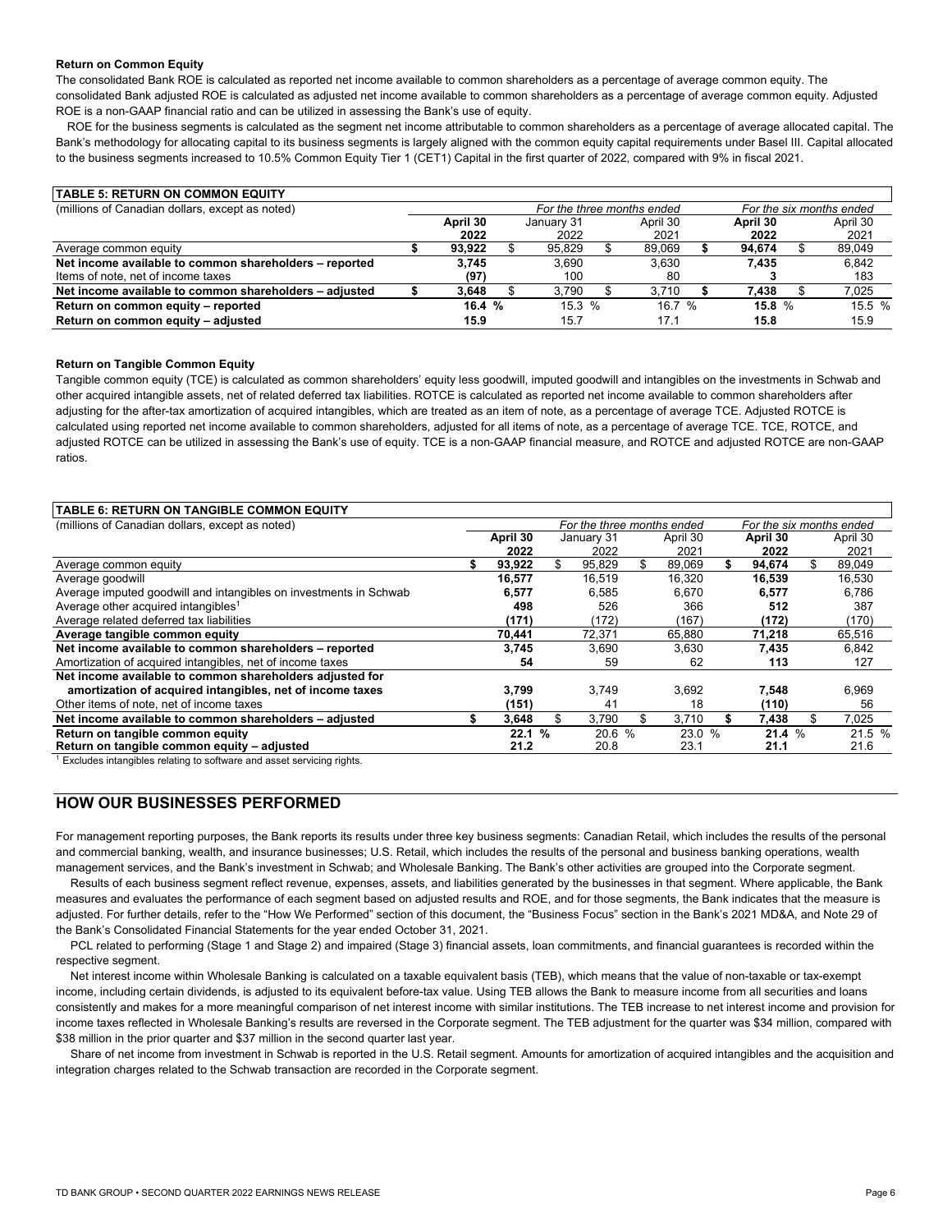**Return on Common Equity**

The consolidated Bank ROE is calculated as reported net income available to common shareholders as a percentage of average common equity. The consolidated Bank adjusted ROE is calculated as adjusted net income available to common shareholders as a percentage of average common equity. Adjusted ROE is a non-GAAP financial ratio and can be utilized in assessing the Bank's use of equity.

ROE for the business segments is calculated as the segment net income attributable to common shareholders as a percentage of average allocated capital. The Bank's methodology for allocating capital to its business segments is largely aligned with the common equity capital requirements under Basel III. Capital allocated to the business segments increased to 10.5% Common Equity Tier 1 (CET1) Capital in the first quarter of 2022, compared with 9% in fiscal 2021.

| TABLE 5: RETURN ON COMMON EQUITY | | | | | |
|---|---|---|---|---|---|
| (millions of Canadian dollars, except as noted) | *For the three months ended* | | | *For the six months ended* | |
| | **April 30 2022** | January 31 2022 | April 30 2021 | **April 30 2022** | April 30 2021 |
| Average common equity | **$ 93,922** | $ 95,829 | $ 89,069 | **$ 94,674** | $ 89,049 |
| **Net income available to common shareholders – reported** | **3,745** | 3,690 | 3,630 | **7,435** | 6,842 |
| Items of note, net of income taxes | **(97)** | 100 | 80 | **3** | 183 |
| **Net income available to common shareholders – adjusted** | **$ 3,648** | $ 3,790 | $ 3,710 | **$ 7,438** | $ 7,025 |
| **Return on common equity – reported** | **16.4 %** | 15.3 % | 16.7 % | **15.8 %** | 15.5 % |
| **Return on common equity – adjusted** | **15.9** | 15.7 | 17.1 | **15.8** | 15.9 |

**Return on Tangible Common Equity**

Tangible common equity (TCE) is calculated as common shareholders' equity less goodwill, imputed goodwill and intangibles on the investments in Schwab and other acquired intangible assets, net of related deferred tax liabilities. ROTCE is calculated as reported net income available to common shareholders after adjusting for the after-tax amortization of acquired intangibles, which are treated as an item of note, as a percentage of average TCE. Adjusted ROTCE is calculated using reported net income available to common shareholders, adjusted for all items of note, as a percentage of average TCE. TCE, ROTCE, and adjusted ROTCE can be utilized in assessing the Bank's use of equity. TCE is a non-GAAP financial measure, and ROTCE and adjusted ROTCE are non-GAAP ratios.

| TABLE 6: RETURN ON TANGIBLE COMMON EQUITY | | | | | |
|---|---|---|---|---|---|
| (millions of Canadian dollars, except as noted) | *For the three months ended* | | | *For the six months ended* | |
| | **April 30 2022** | January 31 2022 | April 30 2021 | **April 30 2022** | April 30 2021 |
| Average common equity | **$ 93,922** | $ 95,829 | $ 89,069 | **$ 94,674** | $ 89,049 |
| Average goodwill | **16,577** | 16,519 | 16,320 | **16,539** | 16,530 |
| Average imputed goodwill and intangibles on investments in Schwab | **6,577** | 6,585 | 6,670 | **6,577** | 6,786 |
| Average other acquired intangibles[1] | **498** | 526 | 366 | **512** | 387 |
| Average related deferred tax liabilities | **(171)** | (172) | (167) | **(172)** | (170) |
| **Average tangible common equity** | **70,441** | 72,371 | 65,880 | **71,218** | 65,516 |
| **Net income available to common shareholders – reported** | **3,745** | 3,690 | 3,630 | **7,435** | 6,842 |
| Amortization of acquired intangibles, net of income taxes | **54** | 59 | 62 | **113** | 127 |
| **Net income available to common shareholders adjusted for amortization of acquired intangibles, net of income taxes** | **3,799** | 3,749 | 3,692 | **7,548** | 6,969 |
| Other items of note, net of income taxes | **(151)** | 41 | 18 | **(110)** | 56 |
| **Net income available to common shareholders – adjusted** | **$ 3,648** | $ 3,790 | $ 3,710 | **$ 7,438** | $ 7,025 |
| **Return on tangible common equity** | **22.1 %** | 20.6 % | 23.0 % | **21.4 %** | 21.5 % |
| **Return on tangible common equity – adjusted** | **21.2** | 20.8 | 23.1 | **21.1** | 21.6 |

[1] Excludes intangibles relating to software and asset servicing rights.

## HOW OUR BUSINESSES PERFORMED

For management reporting purposes, the Bank reports its results under three key business segments: Canadian Retail, which includes the results of the personal and commercial banking, wealth, and insurance businesses; U.S. Retail, which includes the results of the personal and business banking operations, wealth management services, and the Bank's investment in Schwab; and Wholesale Banking. The Bank's other activities are grouped into the Corporate segment.

Results of each business segment reflect revenue, expenses, assets, and liabilities generated by the businesses in that segment. Where applicable, the Bank measures and evaluates the performance of each segment based on adjusted results and ROE, and for those segments, the Bank indicates that the measure is adjusted. For further details, refer to the "How We Performed" section of this document, the "Business Focus" section in the Bank's 2021 MD&A, and Note 29 of the Bank's Consolidated Financial Statements for the year ended October 31, 2021.

PCL related to performing (Stage 1 and Stage 2) and impaired (Stage 3) financial assets, loan commitments, and financial guarantees is recorded within the respective segment.

Net interest income within Wholesale Banking is calculated on a taxable equivalent basis (TEB), which means that the value of non-taxable or tax-exempt income, including certain dividends, is adjusted to its equivalent before-tax value. Using TEB allows the Bank to measure income from all securities and loans consistently and makes for a more meaningful comparison of net interest income with similar institutions. The TEB increase to net interest income and provision for income taxes reflected in Wholesale Banking's results are reversed in the Corporate segment. The TEB adjustment for the quarter was $34 million, compared with $38 million in the prior quarter and $37 million in the second quarter last year.

Share of net income from investment in Schwab is reported in the U.S. Retail segment. Amounts for amortization of acquired intangibles and the acquisition and integration charges related to the Schwab transaction are recorded in the Corporate segment.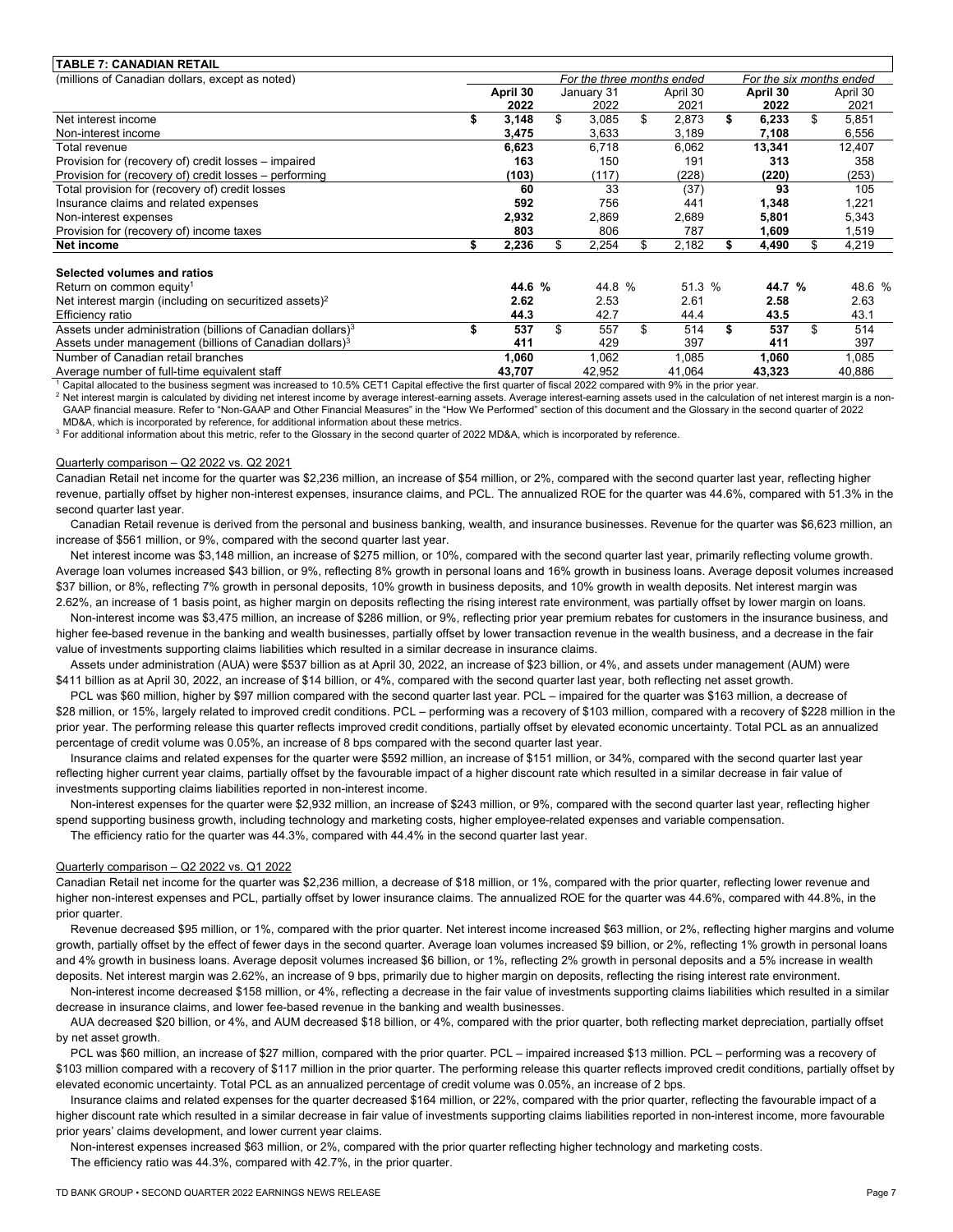**TABLE 7: CANADIAN RETAIL**

| (millions of Canadian dollars, except as noted) | For the three months ended | | | For the six months ended | |
|---|---|---|---|---|---|
| | **April 30 2022** | January 31 2022 | April 30 2021 | **April 30 2022** | April 30 2021 |
| Net interest income | **$ 3,148** | $ 3,085 | $ 2,873 | **$ 6,233** | $ 5,851 |
| Non-interest income | **3,475** | 3,633 | 3,189 | **7,108** | 6,556 |
| Total revenue | **6,623** | 6,718 | 6,062 | **13,341** | 12,407 |
| Provision for (recovery of) credit losses – impaired | **163** | 150 | 191 | **313** | 358 |
| Provision for (recovery of) credit losses – performing | **(103)** | (117) | (228) | **(220)** | (253) |
| Total provision for (recovery of) credit losses | **60** | 33 | (37) | **93** | 105 |
| Insurance claims and related expenses | **592** | 756 | 441 | **1,348** | 1,221 |
| Non-interest expenses | **2,932** | 2,869 | 2,689 | **5,801** | 5,343 |
| Provision for (recovery of) income taxes | **803** | 806 | 787 | **1,609** | 1,519 |
| **Net income** | **$ 2,236** | $ 2,254 | $ 2,182 | **$ 4,490** | $ 4,219 |
| | | | | | |
| **Selected volumes and ratios** | | | | | |
| Return on common equity[1] | **44.6 %** | 44.8 % | 51.3 % | **44.7 %** | 48.6 % |
| Net interest margin (including on securitized assets)[2] | **2.62** | 2.53 | 2.61 | **2.58** | 2.63 |
| Efficiency ratio | **44.3** | 42.7 | 44.4 | **43.5** | 43.1 |
| Assets under administration (billions of Canadian dollars)[3] | **$ 537** | $ 557 | $ 514 | **$ 537** | $ 514 |
| Assets under management (billions of Canadian dollars)[3] | **411** | 429 | 397 | **411** | 397 |
| Number of Canadian retail branches | **1,060** | 1,062 | 1,085 | **1,060** | 1,085 |
| Average number of full-time equivalent staff | **43,707** | 42,952 | 41,064 | **43,323** | 40,886 |

[1] Capital allocated to the business segment was increased to 10.5% CET1 Capital effective the first quarter of fiscal 2022 compared with 9% in the prior year.
[2] Net interest margin is calculated by dividing net interest income by average interest-earning assets. Average interest-earning assets used in the calculation of net interest margin is a non-GAAP financial measure. Refer to "Non-GAAP and Other Financial Measures" in the "How We Performed" section of this document and the Glossary in the second quarter of 2022 MD&A, which is incorporated by reference, for additional information about these metrics.
[3] For additional information about this metric, refer to the Glossary in the second quarter of 2022 MD&A, which is incorporated by reference.

Quarterly comparison – Q2 2022 vs. Q2 2021

Canadian Retail net income for the quarter was $2,236 million, an increase of $54 million, or 2%, compared with the second quarter last year, reflecting higher revenue, partially offset by higher non-interest expenses, insurance claims, and PCL. The annualized ROE for the quarter was 44.6%, compared with 51.3% in the second quarter last year.

Canadian Retail revenue is derived from the personal and business banking, wealth, and insurance businesses. Revenue for the quarter was $6,623 million, an increase of $561 million, or 9%, compared with the second quarter last year.

Net interest income was $3,148 million, an increase of $275 million, or 10%, compared with the second quarter last year, primarily reflecting volume growth. Average loan volumes increased $43 billion, or 9%, reflecting 8% growth in personal loans and 16% growth in business loans. Average deposit volumes increased $37 billion, or 8%, reflecting 7% growth in personal deposits, 10% growth in business deposits, and 10% growth in wealth deposits. Net interest margin was 2.62%, an increase of 1 basis point, as higher margin on deposits reflecting the rising interest rate environment, was partially offset by lower margin on loans.

Non-interest income was $3,475 million, an increase of $286 million, or 9%, reflecting prior year premium rebates for customers in the insurance business, and higher fee-based revenue in the banking and wealth businesses, partially offset by lower transaction revenue in the wealth business, and a decrease in the fair value of investments supporting claims liabilities which resulted in a similar decrease in insurance claims.

Assets under administration (AUA) were $537 billion as at April 30, 2022, an increase of $23 billion, or 4%, and assets under management (AUM) were $411 billion as at April 30, 2022, an increase of $14 billion, or 4%, compared with the second quarter last year, both reflecting net asset growth.

PCL was $60 million, higher by $97 million compared with the second quarter last year. PCL – impaired for the quarter was $163 million, a decrease of $28 million, or 15%, largely related to improved credit conditions. PCL – performing was a recovery of $103 million, compared with a recovery of $228 million in the prior year. The performing release this quarter reflects improved credit conditions, partially offset by elevated economic uncertainty. Total PCL as an annualized percentage of credit volume was 0.05%, an increase of 8 bps compared with the second quarter last year.

Insurance claims and related expenses for the quarter were $592 million, an increase of $151 million, or 34%, compared with the second quarter last year reflecting higher current year claims, partially offset by the favourable impact of a higher discount rate which resulted in a similar decrease in fair value of investments supporting claims liabilities reported in non-interest income.

Non-interest expenses for the quarter were $2,932 million, an increase of $243 million, or 9%, compared with the second quarter last year, reflecting higher spend supporting business growth, including technology and marketing costs, higher employee-related expenses and variable compensation.

The efficiency ratio for the quarter was 44.3%, compared with 44.4% in the second quarter last year.

Quarterly comparison – Q2 2022 vs. Q1 2022

Canadian Retail net income for the quarter was $2,236 million, a decrease of $18 million, or 1%, compared with the prior quarter, reflecting lower revenue and higher non-interest expenses and PCL, partially offset by lower insurance claims. The annualized ROE for the quarter was 44.6%, compared with 44.8%, in the prior quarter.

Revenue decreased $95 million, or 1%, compared with the prior quarter. Net interest income increased $63 million, or 2%, reflecting higher margins and volume growth, partially offset by the effect of fewer days in the second quarter. Average loan volumes increased $9 billion, or 2%, reflecting 1% growth in personal loans and 4% growth in business loans. Average deposit volumes increased $6 billion, or 1%, reflecting 2% growth in personal deposits and a 5% increase in wealth deposits. Net interest margin was 2.62%, an increase of 9 bps, primarily due to higher margin on deposits, reflecting the rising interest rate environment.

Non-interest income decreased $158 million, or 4%, reflecting a decrease in the fair value of investments supporting claims liabilities which resulted in a similar decrease in insurance claims, and lower fee-based revenue in the banking and wealth businesses.

AUA decreased $20 billion, or 4%, and AUM decreased $18 billion, or 4%, compared with the prior quarter, both reflecting market depreciation, partially offset by net asset growth.

PCL was $60 million, an increase of $27 million, compared with the prior quarter. PCL – impaired increased $13 million. PCL – performing was a recovery of $103 million compared with a recovery of $117 million in the prior quarter. The performing release this quarter reflects improved credit conditions, partially offset by elevated economic uncertainty. Total PCL as an annualized percentage of credit volume was 0.05%, an increase of 2 bps.

Insurance claims and related expenses for the quarter decreased $164 million, or 22%, compared with the prior quarter, reflecting the favourable impact of a higher discount rate which resulted in a similar decrease in fair value of investments supporting claims liabilities reported in non-interest income, more favourable prior years' claims development, and lower current year claims.

Non-interest expenses increased $63 million, or 2%, compared with the prior quarter reflecting higher technology and marketing costs.

The efficiency ratio was 44.3%, compared with 42.7%, in the prior quarter.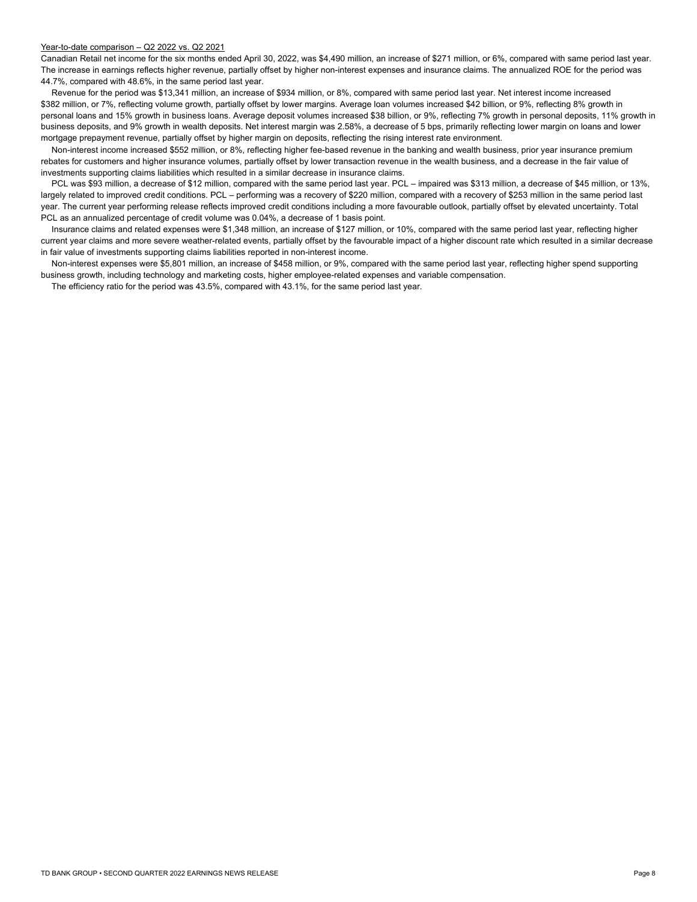Year-to-date comparison – Q2 2022 vs. Q2 2021

Canadian Retail net income for the six months ended April 30, 2022, was $4,490 million, an increase of $271 million, or 6%, compared with same period last year. The increase in earnings reflects higher revenue, partially offset by higher non-interest expenses and insurance claims. The annualized ROE for the period was 44.7%, compared with 48.6%, in the same period last year.

Revenue for the period was $13,341 million, an increase of $934 million, or 8%, compared with same period last year. Net interest income increased $382 million, or 7%, reflecting volume growth, partially offset by lower margins. Average loan volumes increased $42 billion, or 9%, reflecting 8% growth in personal loans and 15% growth in business loans. Average deposit volumes increased $38 billion, or 9%, reflecting 7% growth in personal deposits, 11% growth in business deposits, and 9% growth in wealth deposits. Net interest margin was 2.58%, a decrease of 5 bps, primarily reflecting lower margin on loans and lower mortgage prepayment revenue, partially offset by higher margin on deposits, reflecting the rising interest rate environment.

Non-interest income increased $552 million, or 8%, reflecting higher fee-based revenue in the banking and wealth business, prior year insurance premium rebates for customers and higher insurance volumes, partially offset by lower transaction revenue in the wealth business, and a decrease in the fair value of investments supporting claims liabilities which resulted in a similar decrease in insurance claims.

PCL was $93 million, a decrease of $12 million, compared with the same period last year. PCL – impaired was $313 million, a decrease of $45 million, or 13%, largely related to improved credit conditions. PCL – performing was a recovery of $220 million, compared with a recovery of $253 million in the same period last year. The current year performing release reflects improved credit conditions including a more favourable outlook, partially offset by elevated uncertainty. Total PCL as an annualized percentage of credit volume was 0.04%, a decrease of 1 basis point.

Insurance claims and related expenses were $1,348 million, an increase of $127 million, or 10%, compared with the same period last year, reflecting higher current year claims and more severe weather-related events, partially offset by the favourable impact of a higher discount rate which resulted in a similar decrease in fair value of investments supporting claims liabilities reported in non-interest income.

Non-interest expenses were $5,801 million, an increase of $458 million, or 9%, compared with the same period last year, reflecting higher spend supporting business growth, including technology and marketing costs, higher employee-related expenses and variable compensation.

The efficiency ratio for the period was 43.5%, compared with 43.1%, for the same period last year.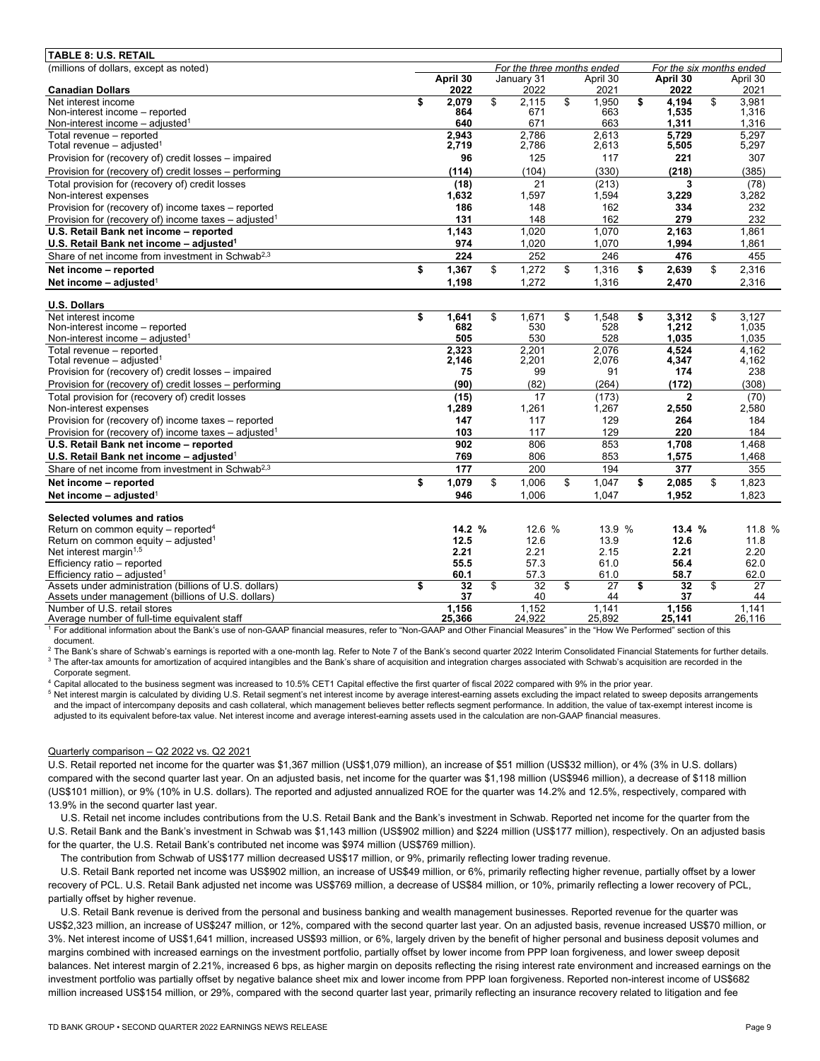**TABLE 8: U.S. RETAIL**

| (millions of dollars, except as noted) | For the three months ended | | | For the six months ended | |
|---|---|---|---|---|---|
| | **April 30** | January 31 | April 30 | **April 30** | April 30 |
| **Canadian Dollars** | **2022** | 2022 | 2021 | **2022** | 2021 |
| Net interest income | **$ 2,079** | $ 2,115 | $ 1,950 | **$ 4,194** | $ 3,981 |
| Non-interest income – reported | **864** | 671 | 663 | **1,535** | 1,316 |
| Non-interest income – adjusted[1] | **640** | 671 | 663 | **1,311** | 1,316 |
| Total revenue – reported | **2,943** | 2,786 | 2,613 | **5,729** | 5,297 |
| Total revenue – adjusted[1] | **2,719** | 2,786 | 2,613 | **5,505** | 5,297 |
| Provision for (recovery of) credit losses – impaired | **96** | 125 | 117 | **221** | 307 |
| Provision for (recovery of) credit losses – performing | **(114)** | (104) | (330) | **(218)** | (385) |
| Total provision for (recovery of) credit losses | **(18)** | 21 | (213) | **3** | (78) |
| Non-interest expenses | **1,632** | 1,597 | 1,594 | **3,229** | 3,282 |
| Provision for (recovery of) income taxes – reported | **186** | 148 | 162 | **334** | 232 |
| Provision for (recovery of) income taxes – adjusted[1] | **131** | 148 | 162 | **279** | 232 |
| **U.S. Retail Bank net income – reported** | **1,143** | 1,020 | 1,070 | **2,163** | 1,861 |
| **U.S. Retail Bank net income – adjusted[1]** | **974** | 1,020 | 1,070 | **1,994** | 1,861 |
| Share of net income from investment in Schwab[2,3] | **224** | 252 | 246 | **476** | 455 |
| **Net income – reported** | **$ 1,367** | $ 1,272 | $ 1,316 | **$ 2,639** | $ 2,316 |
| **Net income – adjusted[1]** | **1,198** | 1,272 | 1,316 | **2,470** | 2,316 |
| | | | | | |
| **U.S. Dollars** | | | | | |
| Net interest income | **$ 1,641** | $ 1,671 | $ 1,548 | **$ 3,312** | $ 3,127 |
| Non-interest income – reported | **682** | 530 | 528 | **1,212** | 1,035 |
| Non-interest income – adjusted[1] | **505** | 530 | 528 | **1,035** | 1,035 |
| Total revenue – reported | **2,323** | 2,201 | 2,076 | **4,524** | 4,162 |
| Total revenue – adjusted[1] | **2,146** | 2,201 | 2,076 | **4,347** | 4,162 |
| Provision for (recovery of) credit losses – impaired | **75** | 99 | 91 | **174** | 238 |
| Provision for (recovery of) credit losses – performing | **(90)** | (82) | (264) | **(172)** | (308) |
| Total provision for (recovery of) credit losses | **(15)** | 17 | (173) | **2** | (70) |
| Non-interest expenses | **1,289** | 1,261 | 1,267 | **2,550** | 2,580 |
| Provision for (recovery of) income taxes – reported | **147** | 117 | 129 | **264** | 184 |
| Provision for (recovery of) income taxes – adjusted[1] | **103** | 117 | 129 | **220** | 184 |
| **U.S. Retail Bank net income – reported** | **902** | 806 | 853 | **1,708** | 1,468 |
| **U.S. Retail Bank net income – adjusted[1]** | **769** | 806 | 853 | **1,575** | 1,468 |
| Share of net income from investment in Schwab[2,3] | **177** | 200 | 194 | **377** | 355 |
| **Net income – reported** | **$ 1,079** | $ 1,006 | $ 1,047 | **$ 2,085** | $ 1,823 |
| **Net income – adjusted[1]** | **946** | 1,006 | 1,047 | **1,952** | 1,823 |
| | | | | | |
| **Selected volumes and ratios** | | | | | |
| Return on common equity – reported[4] | **14.2 %** | 12.6 % | 13.9 % | **13.4 %** | 11.8 % |
| Return on common equity – adjusted[1] | **12.5** | 12.6 | 13.9 | **12.6** | 11.8 |
| Net interest margin[1,5] | **2.21** | 2.21 | 2.15 | **2.21** | 2.20 |
| Efficiency ratio – reported | **55.5** | 57.3 | 61.0 | **56.4** | 62.0 |
| Efficiency ratio – adjusted[1] | **60.1** | 57.3 | 61.0 | **58.7** | 62.0 |
| Assets under administration (billions of U.S. dollars) | **$ 32** | $ 32 | $ 27 | **$ 32** | $ 27 |
| Assets under management (billions of U.S. dollars) | **37** | 40 | 44 | **37** | 44 |
| Number of U.S. retail stores | **1,156** | 1,152 | 1,141 | **1,156** | 1,141 |
| Average number of full-time equivalent staff | **25,366** | 24,922 | 25,892 | **25,141** | 26,116 |

[1] For additional information about the Bank's use of non-GAAP financial measures, refer to "Non-GAAP and Other Financial Measures" in the "How We Performed" section of this document.

[2] The Bank's share of Schwab's earnings is reported with a one-month lag. Refer to Note 7 of the Bank's second quarter 2022 Interim Consolidated Financial Statements for further details.

[3] The after-tax amounts for amortization of acquired intangibles and the Bank's share of acquisition and integration charges associated with Schwab's acquisition are recorded in the Corporate segment.

[4] Capital allocated to the business segment was increased to 10.5% CET1 Capital effective the first quarter of fiscal 2022 compared with 9% in the prior year.

[5] Net interest margin is calculated by dividing U.S. Retail segment's net interest income by average interest-earning assets excluding the impact related to sweep deposits arrangements and the impact of intercompany deposits and cash collateral, which management believes better reflects segment performance. In addition, the value of tax-exempt interest income is adjusted to its equivalent before-tax value. Net interest income and average interest-earning assets used in the calculation are non-GAAP financial measures.

Quarterly comparison – Q2 2022 vs. Q2 2021

U.S. Retail reported net income for the quarter was $1,367 million (US$1,079 million), an increase of $51 million (US$32 million), or 4% (3% in U.S. dollars) compared with the second quarter last year. On an adjusted basis, net income for the quarter was $1,198 million (US$946 million), a decrease of $118 million (US$101 million), or 9% (10% in U.S. dollars). The reported and adjusted annualized ROE for the quarter was 14.2% and 12.5%, respectively, compared with 13.9% in the second quarter last year.

U.S. Retail net income includes contributions from the U.S. Retail Bank and the Bank's investment in Schwab. Reported net income for the quarter from the U.S. Retail Bank and the Bank's investment in Schwab was $1,143 million (US$902 million) and $224 million (US$177 million), respectively. On an adjusted basis for the quarter, the U.S. Retail Bank's contributed net income was $974 million (US$769 million).

The contribution from Schwab of US$177 million decreased US$17 million, or 9%, primarily reflecting lower trading revenue.

U.S. Retail Bank reported net income was US$902 million, an increase of US$49 million, or 6%, primarily reflecting higher revenue, partially offset by a lower recovery of PCL. U.S. Retail Bank adjusted net income was US$769 million, a decrease of US$84 million, or 10%, primarily reflecting a lower recovery of PCL, partially offset by higher revenue.

U.S. Retail Bank revenue is derived from the personal and business banking and wealth management businesses. Reported revenue for the quarter was US$2,323 million, an increase of US$247 million, or 12%, compared with the second quarter last year. On an adjusted basis, revenue increased US$70 million, or 3%. Net interest income of US$1,641 million, increased US$93 million, or 6%, largely driven by the benefit of higher personal and business deposit volumes and margins combined with increased earnings on the investment portfolio, partially offset by lower income from PPP loan forgiveness, and lower sweep deposit balances. Net interest margin of 2.21%, increased 6 bps, as higher margin on deposits reflecting the rising interest rate environment and increased earnings on the investment portfolio was partially offset by negative balance sheet mix and lower income from PPP loan forgiveness. Reported non-interest income of US$682 million increased US$154 million, or 29%, compared with the second quarter last year, primarily reflecting an insurance recovery related to litigation and fee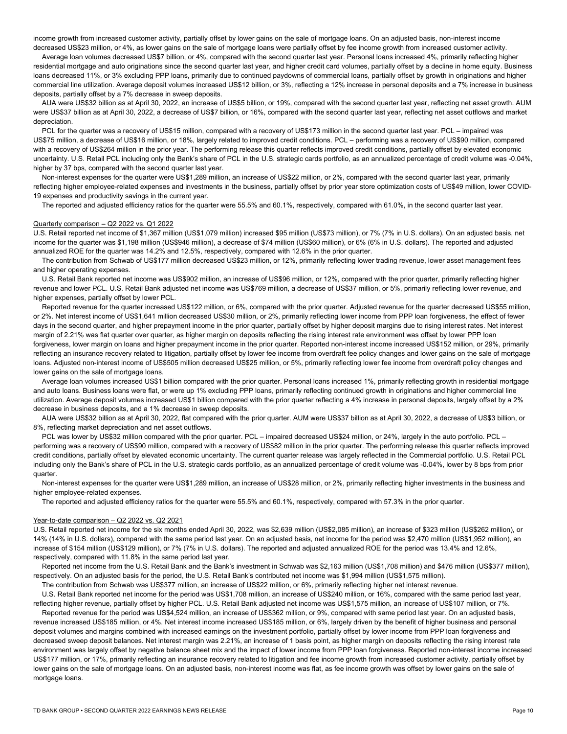income growth from increased customer activity, partially offset by lower gains on the sale of mortgage loans. On an adjusted basis, non-interest income decreased US$23 million, or 4%, as lower gains on the sale of mortgage loans were partially offset by fee income growth from increased customer activity.

Average loan volumes decreased US$7 billion, or 4%, compared with the second quarter last year. Personal loans increased 4%, primarily reflecting higher residential mortgage and auto originations since the second quarter last year, and higher credit card volumes, partially offset by a decline in home equity. Business loans decreased 11%, or 3% excluding PPP loans, primarily due to continued paydowns of commercial loans, partially offset by growth in originations and higher commercial line utilization. Average deposit volumes increased US$12 billion, or 3%, reflecting a 12% increase in personal deposits and a 7% increase in business deposits, partially offset by a 7% decrease in sweep deposits.

AUA were US$32 billion as at April 30, 2022, an increase of US$5 billion, or 19%, compared with the second quarter last year, reflecting net asset growth. AUM were US$37 billion as at April 30, 2022, a decrease of US$7 billion, or 16%, compared with the second quarter last year, reflecting net asset outflows and market depreciation.

PCL for the quarter was a recovery of US$15 million, compared with a recovery of US$173 million in the second quarter last year. PCL – impaired was US$75 million, a decrease of US$16 million, or 18%, largely related to improved credit conditions. PCL – performing was a recovery of US$90 million, compared with a recovery of US$264 million in the prior year. The performing release this quarter reflects improved credit conditions, partially offset by elevated economic uncertainty. U.S. Retail PCL including only the Bank's share of PCL in the U.S. strategic cards portfolio, as an annualized percentage of credit volume was -0.04%, higher by 37 bps, compared with the second quarter last year.

Non-interest expenses for the quarter were US$1,289 million, an increase of US$22 million, or 2%, compared with the second quarter last year, primarily reflecting higher employee-related expenses and investments in the business, partially offset by prior year store optimization costs of US$49 million, lower COVID-19 expenses and productivity savings in the current year.

The reported and adjusted efficiency ratios for the quarter were 55.5% and 60.1%, respectively, compared with 61.0%, in the second quarter last year.

Quarterly comparison – Q2 2022 vs. Q1 2022

U.S. Retail reported net income of $1,367 million (US$1,079 million) increased $95 million (US$73 million), or 7% (7% in U.S. dollars). On an adjusted basis, net income for the quarter was $1,198 million (US$946 million), a decrease of $74 million (US$60 million), or 6% (6% in U.S. dollars). The reported and adjusted annualized ROE for the quarter was 14.2% and 12.5%, respectively, compared with 12.6% in the prior quarter.

The contribution from Schwab of US$177 million decreased US$23 million, or 12%, primarily reflecting lower trading revenue, lower asset management fees and higher operating expenses.

U.S. Retail Bank reported net income was US$902 million, an increase of US$96 million, or 12%, compared with the prior quarter, primarily reflecting higher revenue and lower PCL. U.S. Retail Bank adjusted net income was US$769 million, a decrease of US$37 million, or 5%, primarily reflecting lower revenue, and higher expenses, partially offset by lower PCL.

Reported revenue for the quarter increased US$122 million, or 6%, compared with the prior quarter. Adjusted revenue for the quarter decreased US$55 million, or 2%. Net interest income of US$1,641 million decreased US$30 million, or 2%, primarily reflecting lower income from PPP loan forgiveness, the effect of fewer days in the second quarter, and higher prepayment income in the prior quarter, partially offset by higher deposit margins due to rising interest rates. Net interest margin of 2.21% was flat quarter over quarter, as higher margin on deposits reflecting the rising interest rate environment was offset by lower PPP loan forgiveness, lower margin on loans and higher prepayment income in the prior quarter. Reported non-interest income increased US$152 million, or 29%, primarily reflecting an insurance recovery related to litigation, partially offset by lower fee income from overdraft fee policy changes and lower gains on the sale of mortgage loans. Adjusted non-interest income of US$505 million decreased US$25 million, or 5%, primarily reflecting lower fee income from overdraft policy changes and lower gains on the sale of mortgage loans.

Average loan volumes increased US$1 billion compared with the prior quarter. Personal loans increased 1%, primarily reflecting growth in residential mortgage and auto loans. Business loans were flat, or were up 1% excluding PPP loans, primarily reflecting continued growth in originations and higher commercial line utilization. Average deposit volumes increased US$1 billion compared with the prior quarter reflecting a 4% increase in personal deposits, largely offset by a 2% decrease in business deposits, and a 1% decrease in sweep deposits.

AUA were US$32 billion as at April 30, 2022, flat compared with the prior quarter. AUM were US$37 billion as at April 30, 2022, a decrease of US$3 billion, or 8%, reflecting market depreciation and net asset outflows.

PCL was lower by US$32 million compared with the prior quarter. PCL – impaired decreased US$24 million, or 24%, largely in the auto portfolio. PCL – performing was a recovery of US$90 million, compared with a recovery of US$82 million in the prior quarter. The performing release this quarter reflects improved credit conditions, partially offset by elevated economic uncertainty. The current quarter release was largely reflected in the Commercial portfolio. U.S. Retail PCL including only the Bank's share of PCL in the U.S. strategic cards portfolio, as an annualized percentage of credit volume was -0.04%, lower by 8 bps from prior quarter.

Non-interest expenses for the quarter were US$1,289 million, an increase of US$28 million, or 2%, primarily reflecting higher investments in the business and higher employee-related expenses.

The reported and adjusted efficiency ratios for the quarter were 55.5% and 60.1%, respectively, compared with 57.3% in the prior quarter.

Year-to-date comparison – Q2 2022 vs. Q2 2021

U.S. Retail reported net income for the six months ended April 30, 2022, was $2,639 million (US$2,085 million), an increase of $323 million (US$262 million), or 14% (14% in U.S. dollars), compared with the same period last year. On an adjusted basis, net income for the period was $2,470 million (US$1,952 million), an increase of $154 million (US$129 million), or 7% (7% in U.S. dollars). The reported and adjusted annualized ROE for the period was 13.4% and 12.6%, respectively, compared with 11.8% in the same period last year.

Reported net income from the U.S. Retail Bank and the Bank's investment in Schwab was $2,163 million (US$1,708 million) and $476 million (US$377 million), respectively. On an adjusted basis for the period, the U.S. Retail Bank's contributed net income was $1,994 million (US$1,575 million).

The contribution from Schwab was US$377 million, an increase of US$22 million, or 6%, primarily reflecting higher net interest revenue.

U.S. Retail Bank reported net income for the period was US$1,708 million, an increase of US$240 million, or 16%, compared with the same period last year, reflecting higher revenue, partially offset by higher PCL. U.S. Retail Bank adjusted net income was US$1,575 million, an increase of US$107 million, or 7%.

Reported revenue for the period was US$4,524 million, an increase of US$362 million, or 9%, compared with same period last year. On an adjusted basis, revenue increased US$185 million, or 4%. Net interest income increased US$185 million, or 6%, largely driven by the benefit of higher business and personal deposit volumes and margins combined with increased earnings on the investment portfolio, partially offset by lower income from PPP loan forgiveness and decreased sweep deposit balances. Net interest margin was 2.21%, an increase of 1 basis point, as higher margin on deposits reflecting the rising interest rate environment was largely offset by negative balance sheet mix and the impact of lower income from PPP loan forgiveness. Reported non-interest income increased US$177 million, or 17%, primarily reflecting an insurance recovery related to litigation and fee income growth from increased customer activity, partially offset by lower gains on the sale of mortgage loans. On an adjusted basis, non-interest income was flat, as fee income growth was offset by lower gains on the sale of mortgage loans.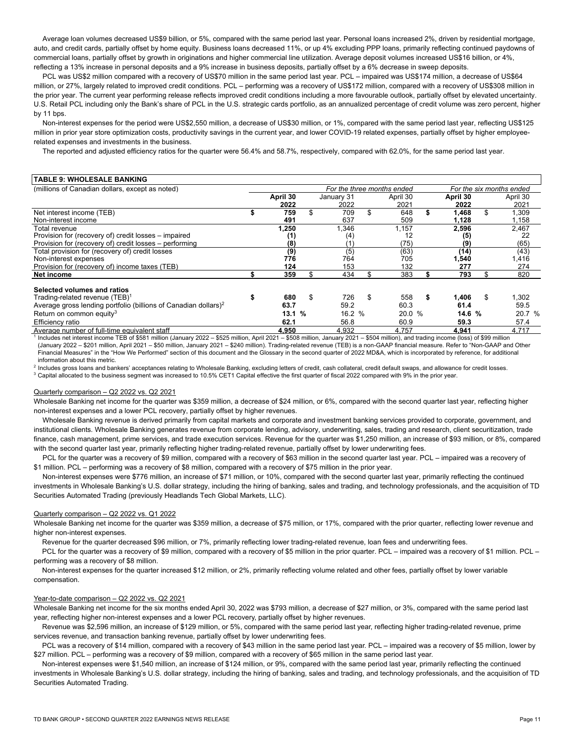Average loan volumes decreased US$9 billion, or 5%, compared with the same period last year. Personal loans increased 2%, driven by residential mortgage, auto, and credit cards, partially offset by home equity. Business loans decreased 11%, or up 4% excluding PPP loans, primarily reflecting continued paydowns of commercial loans, partially offset by growth in originations and higher commercial line utilization. Average deposit volumes increased US$16 billion, or 4%, reflecting a 13% increase in personal deposits and a 9% increase in business deposits, partially offset by a 6% decrease in sweep deposits.

PCL was US$2 million compared with a recovery of US$70 million in the same period last year. PCL – impaired was US$174 million, a decrease of US$64 million, or 27%, largely related to improved credit conditions. PCL – performing was a recovery of US$172 million, compared with a recovery of US$308 million in the prior year. The current year performing release reflects improved credit conditions including a more favourable outlook, partially offset by elevated uncertainty. U.S. Retail PCL including only the Bank's share of PCL in the U.S. strategic cards portfolio, as an annualized percentage of credit volume was zero percent, higher by 11 bps.

Non-interest expenses for the period were US$2,550 million, a decrease of US$30 million, or 1%, compared with the same period last year, reflecting US$125 million in prior year store optimization costs, productivity savings in the current year, and lower COVID-19 related expenses, partially offset by higher employee-related expenses and investments in the business.

The reported and adjusted efficiency ratios for the quarter were 56.4% and 58.7%, respectively, compared with 62.0%, for the same period last year.

**TABLE 9: WHOLESALE BANKING**

| (millions of Canadian dollars, except as noted) | *For the three months ended* | | | *For the six months ended* | |
|---|---|---|---|---|---|
| | **April 30 2022** | January 31 2022 | April 30 2021 | **April 30 2022** | April 30 2021 |
| Net interest income (TEB) | **$ 759** | $ 709 | $ 648 | **$ 1,468** | $ 1,309 |
| Non-interest income | **491** | 637 | 509 | **1,128** | 1,158 |
| Total revenue | **1,250** | 1,346 | 1,157 | **2,596** | 2,467 |
| Provision for (recovery of) credit losses – impaired | **(1)** | (4) | 12 | **(5)** | 22 |
| Provision for (recovery of) credit losses – performing | **(8)** | (1) | (75) | **(9)** | (65) |
| Total provision for (recovery of) credit losses | **(9)** | (5) | (63) | **(14)** | (43) |
| Non-interest expenses | **776** | 764 | 705 | **1,540** | 1,416 |
| Provision for (recovery of) income taxes (TEB) | **124** | 153 | 132 | **277** | 274 |
| **Net income** | **$ 359** | $ 434 | $ 383 | **$ 793** | $ 820 |
| | | | | | |
| **Selected volumes and ratios** | | | | | |
| Trading-related revenue (TEB)[1] | **$ 680** | $ 726 | $ 558 | **$ 1,406** | $ 1,302 |
| Average gross lending portfolio (billions of Canadian dollars)[2] | **63.7** | 59.2 | 60.3 | **61.4** | 59.5 |
| Return on common equity[3] | **13.1 %** | 16.2 % | 20.0 % | **14.6 %** | 20.7 % |
| Efficiency ratio | **62.1** | 56.8 | 60.9 | **59.3** | 57.4 |
| Average number of full-time equivalent staff | **4,950** | 4,932 | 4,757 | **4,941** | 4,717 |

[1] Includes net interest income TEB of $581 million (January 2022 – $525 million, April 2021 – $508 million, January 2021 – $504 million), and trading income (loss) of $99 million (January 2022 – $201 million, April 2021 – $50 million, January 2021 – $240 million). Trading-related revenue (TEB) is a non-GAAP financial measure. Refer to "Non-GAAP and Other Financial Measures" in the "How We Performed" section of this document and the Glossary in the second quarter of 2022 MD&A, which is incorporated by reference, for additional information about this metric.

[2] Includes gross loans and bankers' acceptances relating to Wholesale Banking, excluding letters of credit, cash collateral, credit default swaps, and allowance for credit losses.

[3] Capital allocated to the business segment was increased to 10.5% CET1 Capital effective the first quarter of fiscal 2022 compared with 9% in the prior year.

Quarterly comparison – Q2 2022 vs. Q2 2021

Wholesale Banking net income for the quarter was $359 million, a decrease of $24 million, or 6%, compared with the second quarter last year, reflecting higher non-interest expenses and a lower PCL recovery, partially offset by higher revenues.

Wholesale Banking revenue is derived primarily from capital markets and corporate and investment banking services provided to corporate, government, and institutional clients. Wholesale Banking generates revenue from corporate lending, advisory, underwriting, sales, trading and research, client securitization, trade finance, cash management, prime services, and trade execution services. Revenue for the quarter was $1,250 million, an increase of $93 million, or 8%, compared with the second quarter last year, primarily reflecting higher trading-related revenue, partially offset by lower underwriting fees.

PCL for the quarter was a recovery of $9 million, compared with a recovery of $63 million in the second quarter last year. PCL – impaired was a recovery of $1 million. PCL – performing was a recovery of $8 million, compared with a recovery of $75 million in the prior year.

Non-interest expenses were $776 million, an increase of $71 million, or 10%, compared with the second quarter last year, primarily reflecting the continued investments in Wholesale Banking's U.S. dollar strategy, including the hiring of banking, sales and trading, and technology professionals, and the acquisition of TD Securities Automated Trading (previously Headlands Tech Global Markets, LLC).

Quarterly comparison – Q2 2022 vs. Q1 2022

Wholesale Banking net income for the quarter was $359 million, a decrease of $75 million, or 17%, compared with the prior quarter, reflecting lower revenue and higher non-interest expenses.

Revenue for the quarter decreased $96 million, or 7%, primarily reflecting lower trading-related revenue, loan fees and underwriting fees.

PCL for the quarter was a recovery of $9 million, compared with a recovery of $5 million in the prior quarter. PCL – impaired was a recovery of $1 million. PCL – performing was a recovery of $8 million.

Non-interest expenses for the quarter increased $12 million, or 2%, primarily reflecting volume related and other fees, partially offset by lower variable compensation.

Year-to-date comparison – Q2 2022 vs. Q2 2021

Wholesale Banking net income for the six months ended April 30, 2022 was $793 million, a decrease of $27 million, or 3%, compared with the same period last year, reflecting higher non-interest expenses and a lower PCL recovery, partially offset by higher revenues.

Revenue was $2,596 million, an increase of $129 million, or 5%, compared with the same period last year, reflecting higher trading-related revenue, prime services revenue, and transaction banking revenue, partially offset by lower underwriting fees.

PCL was a recovery of $14 million, compared with a recovery of $43 million in the same period last year. PCL – impaired was a recovery of $5 million, lower by $27 million. PCL – performing was a recovery of $9 million, compared with a recovery of $65 million in the same period last year.

Non-interest expenses were $1,540 million, an increase of $124 million, or 9%, compared with the same period last year, primarily reflecting the continued investments in Wholesale Banking's U.S. dollar strategy, including the hiring of banking, sales and trading, and technology professionals, and the acquisition of TD Securities Automated Trading.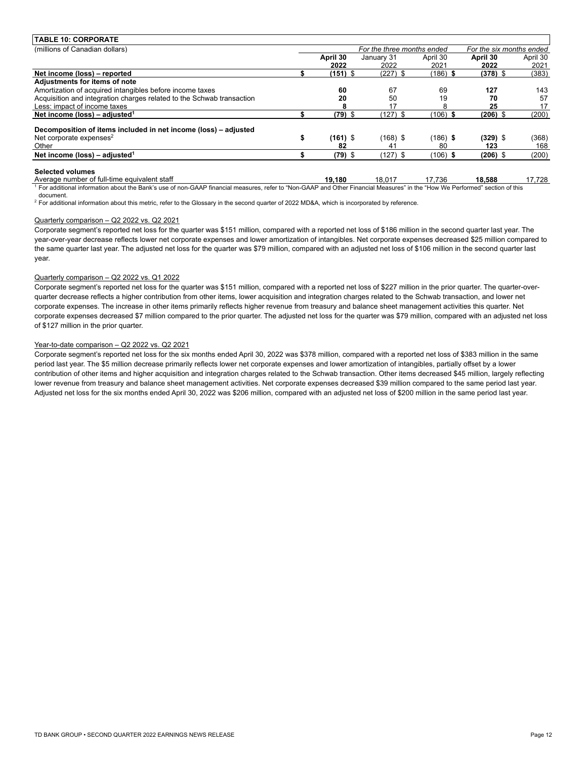**TABLE 10: CORPORATE**

| (millions of Canadian dollars) | For the three months ended | | | For the six months ended | |
|---|---|---|---|---|---|
| | **April 30 2022** | January 31 2022 | April 30 2021 | **April 30 2022** | April 30 2021 |
| **Net income (loss) – reported** | **$ (151)** | $ (227) | $ (186) | **$ (378)** | $ (383) |
| **Adjustments for items of note** | | | | | |
| Amortization of acquired intangibles before income taxes | **60** | 67 | 69 | **127** | 143 |
| Acquisition and integration charges related to the Schwab transaction | **20** | 50 | 19 | **70** | 57 |
| Less: impact of income taxes | **8** | 17 | 8 | **25** | 17 |
| **Net income (loss) – adjusted[1]** | **$ (79)** | $ (127) | $ (106) | **$ (206)** | $ (200) |
| | | | | | |
| **Decomposition of items included in net income (loss) – adjusted** | | | | | |
| Net corporate expenses[2] | **$ (161)** | $ (168) | $ (186) | **$ (329)** | $ (368) |
| Other | **82** | 41 | 80 | **123** | 168 |
| **Net income (loss) – adjusted[1]** | **$ (79)** | $ (127) | $ (106) | **$ (206)** | $ (200) |
| | | | | | |
| **Selected volumes** | | | | | |
| Average number of full-time equivalent staff | **19,180** | 18,017 | 17,736 | **18,588** | 17,728 |

[1] For additional information about the Bank's use of non-GAAP financial measures, refer to "Non-GAAP and Other Financial Measures" in the "How We Performed" section of this document.

[2] For additional information about this metric, refer to the Glossary in the second quarter of 2022 MD&A, which is incorporated by reference.

Quarterly comparison – Q2 2022 vs. Q2 2021

Corporate segment's reported net loss for the quarter was $151 million, compared with a reported net loss of $186 million in the second quarter last year. The year-over-year decrease reflects lower net corporate expenses and lower amortization of intangibles. Net corporate expenses decreased $25 million compared to the same quarter last year. The adjusted net loss for the quarter was $79 million, compared with an adjusted net loss of $106 million in the second quarter last year.

Quarterly comparison – Q2 2022 vs. Q1 2022

Corporate segment's reported net loss for the quarter was $151 million, compared with a reported net loss of $227 million in the prior quarter. The quarter-over-quarter decrease reflects a higher contribution from other items, lower acquisition and integration charges related to the Schwab transaction, and lower net corporate expenses. The increase in other items primarily reflects higher revenue from treasury and balance sheet management activities this quarter. Net corporate expenses decreased $7 million compared to the prior quarter. The adjusted net loss for the quarter was $79 million, compared with an adjusted net loss of $127 million in the prior quarter.

Year-to-date comparison – Q2 2022 vs. Q2 2021

Corporate segment's reported net loss for the six months ended April 30, 2022 was $378 million, compared with a reported net loss of $383 million in the same period last year. The $5 million decrease primarily reflects lower net corporate expenses and lower amortization of intangibles, partially offset by a lower contribution of other items and higher acquisition and integration charges related to the Schwab transaction. Other items decreased $45 million, largely reflecting lower revenue from treasury and balance sheet management activities. Net corporate expenses decreased $39 million compared to the same period last year. Adjusted net loss for the six months ended April 30, 2022 was $206 million, compared with an adjusted net loss of $200 million in the same period last year.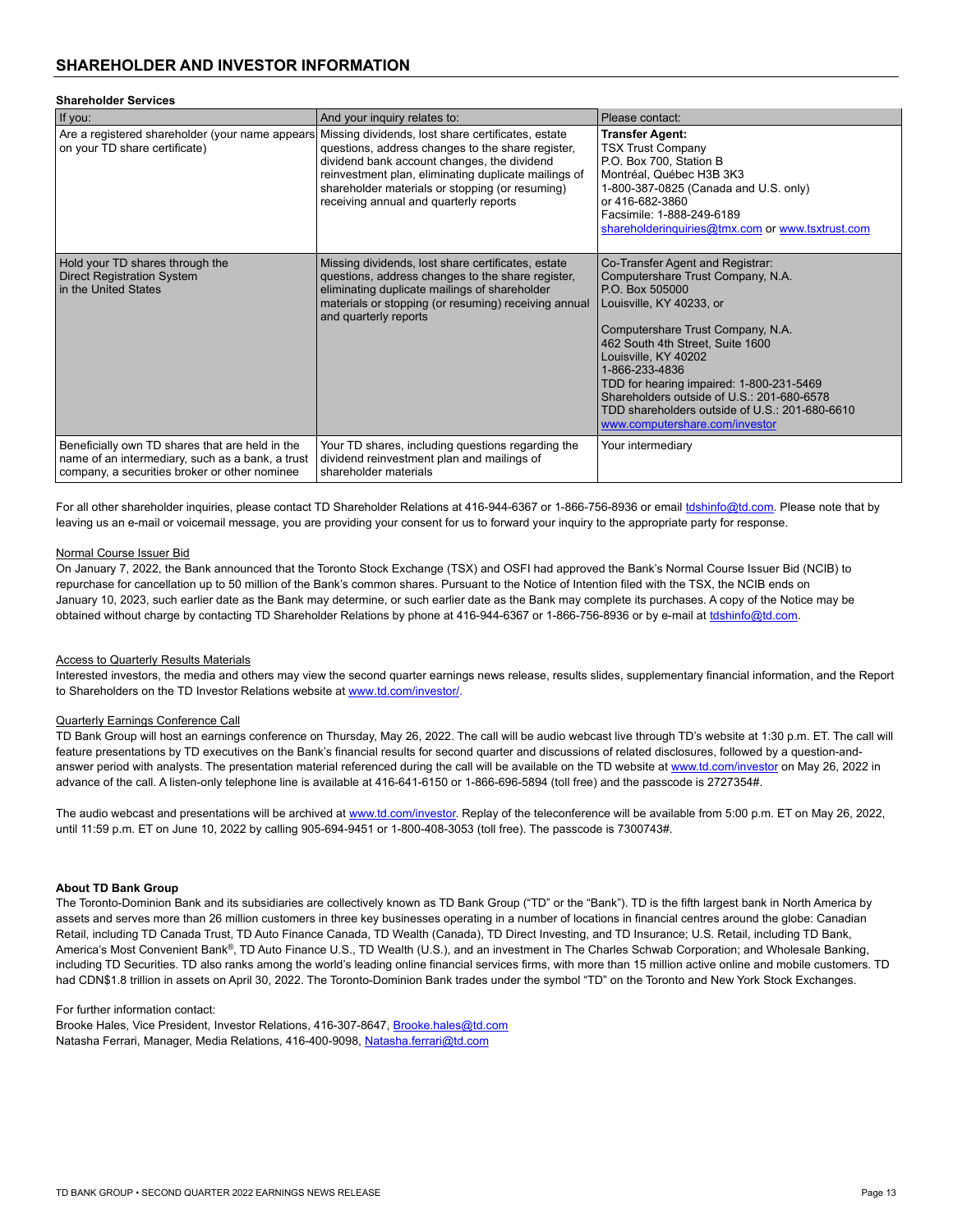## SHAREHOLDER AND INVESTOR INFORMATION

**Shareholder Services**

| If you: | And your inquiry relates to: | Please contact: |
|---|---|---|
| Are a registered shareholder (your name appears on your TD share certificate) | Missing dividends, lost share certificates, estate questions, address changes to the share register, dividend bank account changes, the dividend reinvestment plan, eliminating duplicate mailings of shareholder materials or stopping (or resuming) receiving annual and quarterly reports | **Transfer Agent:**<br>TSX Trust Company<br>P.O. Box 700, Station B<br>Montréal, Québec H3B 3K3<br>1-800-387-0825 (Canada and U.S. only)<br>or 416-682-3860<br>Facsimile: 1-888-249-6189<br>shareholderinquiries@tmx.com or www.tsxtrust.com |
| Hold your TD shares through the Direct Registration System in the United States | Missing dividends, lost share certificates, estate questions, address changes to the share register, eliminating duplicate mailings of shareholder materials or stopping (or resuming) receiving annual and quarterly reports | Co-Transfer Agent and Registrar:<br>Computershare Trust Company, N.A.<br>P.O. Box 505000<br>Louisville, KY 40233, or<br><br>Computershare Trust Company, N.A.<br>462 South 4th Street, Suite 1600<br>Louisville, KY 40202<br>1-866-233-4836<br>TDD for hearing impaired: 1-800-231-5469<br>Shareholders outside of U.S.: 201-680-6578<br>TDD shareholders outside of U.S.: 201-680-6610<br>www.computershare.com/investor |
| Beneficially own TD shares that are held in the name of an intermediary, such as a bank, a trust company, a securities broker or other nominee | Your TD shares, including questions regarding the dividend reinvestment plan and mailings of shareholder materials | Your intermediary |

For all other shareholder inquiries, please contact TD Shareholder Relations at 416-944-6367 or 1-866-756-8936 or email tdshinfo@td.com. Please note that by leaving us an e-mail or voicemail message, you are providing your consent for us to forward your inquiry to the appropriate party for response.

### Normal Course Issuer Bid

On January 7, 2022, the Bank announced that the Toronto Stock Exchange (TSX) and OSFI had approved the Bank's Normal Course Issuer Bid (NCIB) to repurchase for cancellation up to 50 million of the Bank's common shares. Pursuant to the Notice of Intention filed with the TSX, the NCIB ends on January 10, 2023, such earlier date as the Bank may determine, or such earlier date as the Bank may complete its purchases. A copy of the Notice may be obtained without charge by contacting TD Shareholder Relations by phone at 416-944-6367 or 1-866-756-8936 or by e-mail at tdshinfo@td.com.

### Access to Quarterly Results Materials

Interested investors, the media and others may view the second quarter earnings news release, results slides, supplementary financial information, and the Report to Shareholders on the TD Investor Relations website at www.td.com/investor/.

### Quarterly Earnings Conference Call

TD Bank Group will host an earnings conference on Thursday, May 26, 2022. The call will be audio webcast live through TD's website at 1:30 p.m. ET. The call will feature presentations by TD executives on the Bank's financial results for second quarter and discussions of related disclosures, followed by a question-and-answer period with analysts. The presentation material referenced during the call will be available on the TD website at www.td.com/investor on May 26, 2022 in advance of the call. A listen-only telephone line is available at 416-641-6150 or 1-866-696-5894 (toll free) and the passcode is 2727354#.

The audio webcast and presentations will be archived at www.td.com/investor. Replay of the teleconference will be available from 5:00 p.m. ET on May 26, 2022, until 11:59 p.m. ET on June 10, 2022 by calling 905-694-9451 or 1-800-408-3053 (toll free). The passcode is 7300743#.

### About TD Bank Group

The Toronto-Dominion Bank and its subsidiaries are collectively known as TD Bank Group ("TD" or the "Bank"). TD is the fifth largest bank in North America by assets and serves more than 26 million customers in three key businesses operating in a number of locations in financial centres around the globe: Canadian Retail, including TD Canada Trust, TD Auto Finance Canada, TD Wealth (Canada), TD Direct Investing, and TD Insurance; U.S. Retail, including TD Bank, America's Most Convenient Bank®, TD Auto Finance U.S., TD Wealth (U.S.), and an investment in The Charles Schwab Corporation; and Wholesale Banking, including TD Securities. TD also ranks among the world's leading online financial services firms, with more than 15 million active online and mobile customers. TD had CDN$1.8 trillion in assets on April 30, 2022. The Toronto-Dominion Bank trades under the symbol "TD" on the Toronto and New York Stock Exchanges.

For further information contact:
Brooke Hales, Vice President, Investor Relations, 416-307-8647, Brooke.hales@td.com
Natasha Ferrari, Manager, Media Relations, 416-400-9098, Natasha.ferrari@td.com